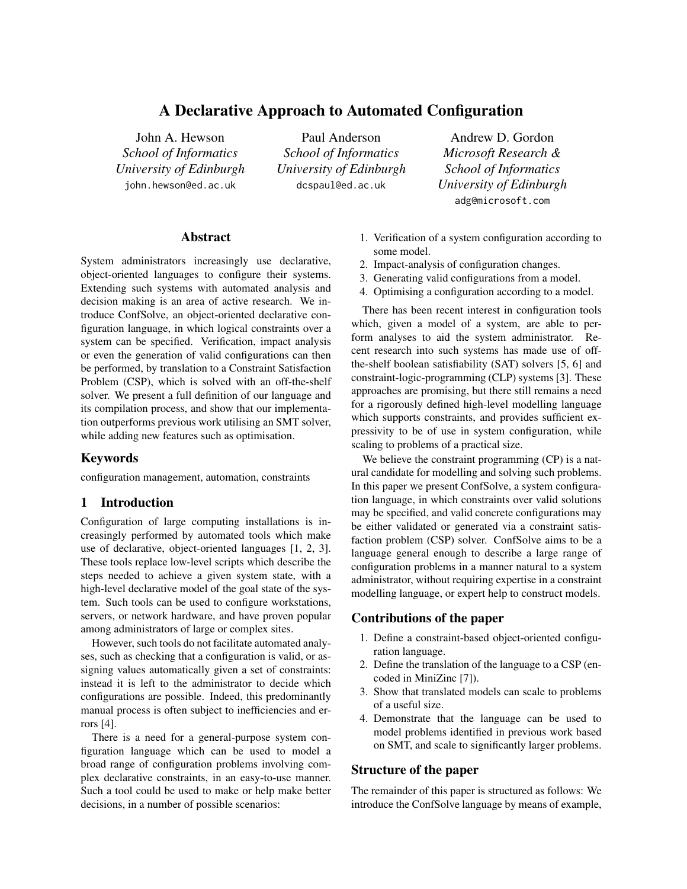# A Declarative Approach to Automated Configuration

John A. Hewson
*School of Informatics*
*University of Edinburgh*
john.hewson@ed.ac.uk

Paul Anderson
*School of Informatics*
*University of Edinburgh*
dcspaul@ed.ac.uk

Andrew D. Gordon
*Microsoft Research &*
*School of Informatics*
*University of Edinburgh*
adg@microsoft.com

## Abstract

System administrators increasingly use declarative, object-oriented languages to configure their systems. Extending such systems with automated analysis and decision making is an area of active research. We introduce ConfSolve, an object-oriented declarative configuration language, in which logical constraints over a system can be specified. Verification, impact analysis or even the generation of valid configurations can then be performed, by translation to a Constraint Satisfaction Problem (CSP), which is solved with an off-the-shelf solver. We present a full definition of our language and its compilation process, and show that our implementation outperforms previous work utilising an SMT solver, while adding new features such as optimisation.

## Keywords

configuration management, automation, constraints

## 1 Introduction

Configuration of large computing installations is increasingly performed by automated tools which make use of declarative, object-oriented languages [1, 2, 3]. These tools replace low-level scripts which describe the steps needed to achieve a given system state, with a high-level declarative model of the goal state of the system. Such tools can be used to configure workstations, servers, or network hardware, and have proven popular among administrators of large or complex sites.

However, such tools do not facilitate automated analyses, such as checking that a configuration is valid, or assigning values automatically given a set of constraints: instead it is left to the administrator to decide which configurations are possible. Indeed, this predominantly manual process is often subject to inefficiencies and errors [4].

There is a need for a general-purpose system configuration language which can be used to model a broad range of configuration problems involving complex declarative constraints, in an easy-to-use manner. Such a tool could be used to make or help make better decisions, in a number of possible scenarios:

1. Verification of a system configuration according to some model.
2. Impact-analysis of configuration changes.
3. Generating valid configurations from a model.
4. Optimising a configuration according to a model.

There has been recent interest in configuration tools which, given a model of a system, are able to perform analyses to aid the system administrator. Recent research into such systems has made use of off-the-shelf boolean satisfiability (SAT) solvers [5, 6] and constraint-logic-programming (CLP) systems [3]. These approaches are promising, but there still remains a need for a rigorously defined high-level modelling language which supports constraints, and provides sufficient expressivity to be of use in system configuration, while scaling to problems of a practical size.

We believe the constraint programming (CP) is a natural candidate for modelling and solving such problems. In this paper we present ConfSolve, a system configuration language, in which constraints over valid solutions may be specified, and valid concrete configurations may be either validated or generated via a constraint satisfaction problem (CSP) solver. ConfSolve aims to be a language general enough to describe a large range of configuration problems in a manner natural to a system administrator, without requiring expertise in a constraint modelling language, or expert help to construct models.

### Contributions of the paper

1. Define a constraint-based object-oriented configuration language.
2. Define the translation of the language to a CSP (encoded in MiniZinc [7]).
3. Show that translated models can scale to problems of a useful size.
4. Demonstrate that the language can be used to model problems identified in previous work based on SMT, and scale to significantly larger problems.

### Structure of the paper

The remainder of this paper is structured as follows: We introduce the ConfSolve language by means of example,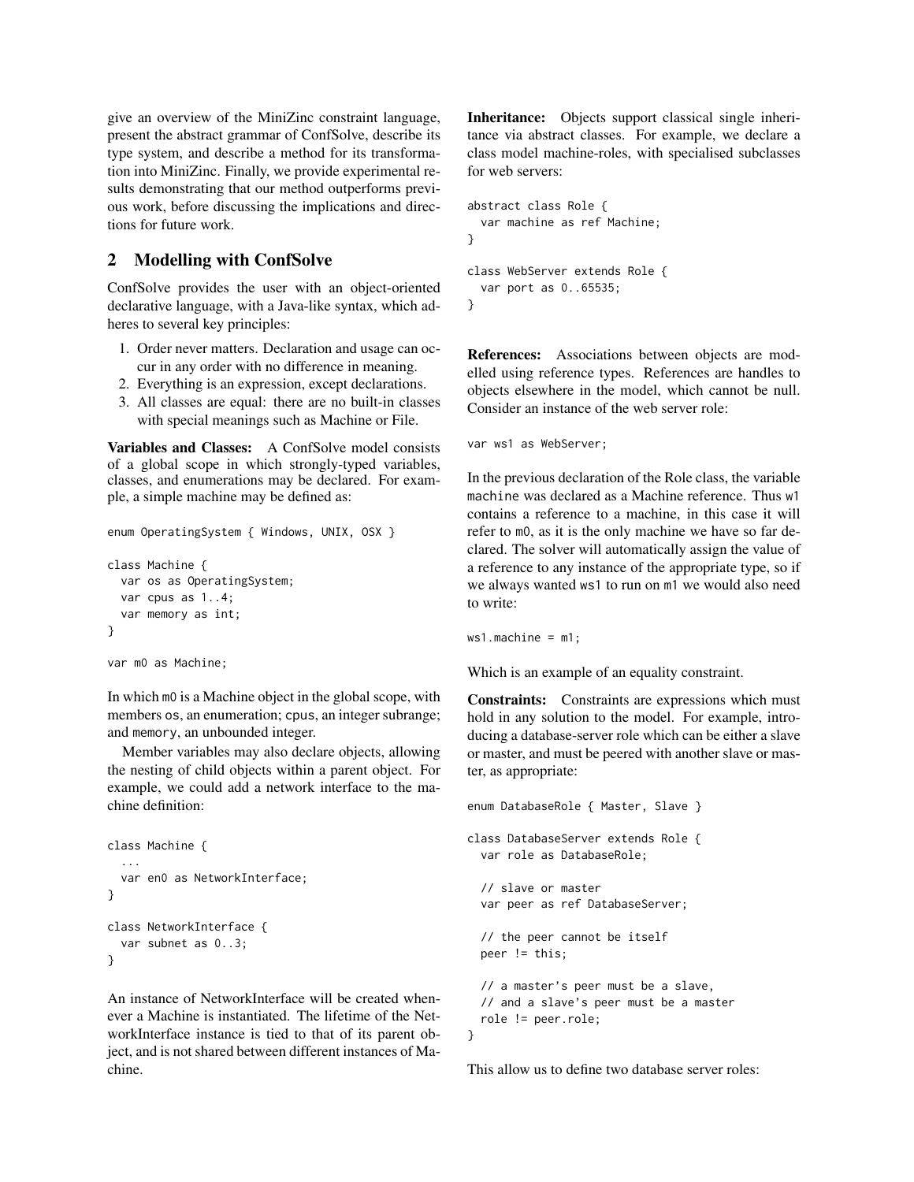give an overview of the MiniZinc constraint language, present the abstract grammar of ConfSolve, describe its type system, and describe a method for its transformation into MiniZinc. Finally, we provide experimental results demonstrating that our method outperforms previous work, before discussing the implications and directions for future work.

## 2 Modelling with ConfSolve

ConfSolve provides the user with an object-oriented declarative language, with a Java-like syntax, which adheres to several key principles:

1. Order never matters. Declaration and usage can occur in any order with no difference in meaning.
2. Everything is an expression, except declarations.
3. All classes are equal: there are no built-in classes with special meanings such as Machine or File.

**Variables and Classes:** A ConfSolve model consists of a global scope in which strongly-typed variables, classes, and enumerations may be declared. For example, a simple machine may be defined as:

```
enum OperatingSystem { Windows, UNIX, OSX }

class Machine {
  var os as OperatingSystem;
  var cpus as 1..4;
  var memory as int;
}

var m0 as Machine;
```

In which `m0` is a Machine object in the global scope, with members `os`, an enumeration; `cpus`, an integer subrange; and `memory`, an unbounded integer.

Member variables may also declare objects, allowing the nesting of child objects within a parent object. For example, we could add a network interface to the machine definition:

```
class Machine {
  ...
  var en0 as NetworkInterface;
}

class NetworkInterface {
  var subnet as 0..3;
}
```

An instance of NetworkInterface will be created whenever a Machine is instantiated. The lifetime of the NetworkInterface instance is tied to that of its parent object, and is not shared between different instances of Machine.

**Inheritance:** Objects support classical single inheritance via abstract classes. For example, we declare a class model machine-roles, with specialised subclasses for web servers:

```
abstract class Role {
  var machine as ref Machine;
}

class WebServer extends Role {
  var port as 0..65535;
}
```

**References:** Associations between objects are modelled using reference types. References are handles to objects elsewhere in the model, which cannot be null. Consider an instance of the web server role:

```
var ws1 as WebServer;
```

In the previous declaration of the Role class, the variable `machine` was declared as a Machine reference. Thus `w1` contains a reference to a machine, in this case it will refer to `m0`, as it is the only machine we have so far declared. The solver will automatically assign the value of a reference to any instance of the appropriate type, so if we always wanted `ws1` to run on `m1` we would also need to write:

```
ws1.machine = m1;
```

Which is an example of an equality constraint.

**Constraints:** Constraints are expressions which must hold in any solution to the model. For example, introducing a database-server role which can be either a slave or master, and must be peered with another slave or master, as appropriate:

```
enum DatabaseRole { Master, Slave }

class DatabaseServer extends Role {
  var role as DatabaseRole;

  // slave or master
  var peer as ref DatabaseServer;

  // the peer cannot be itself
  peer != this;

  // a master's peer must be a slave,
  // and a slave's peer must be a master
  role != peer.role;
}
```

This allow us to define two database server roles: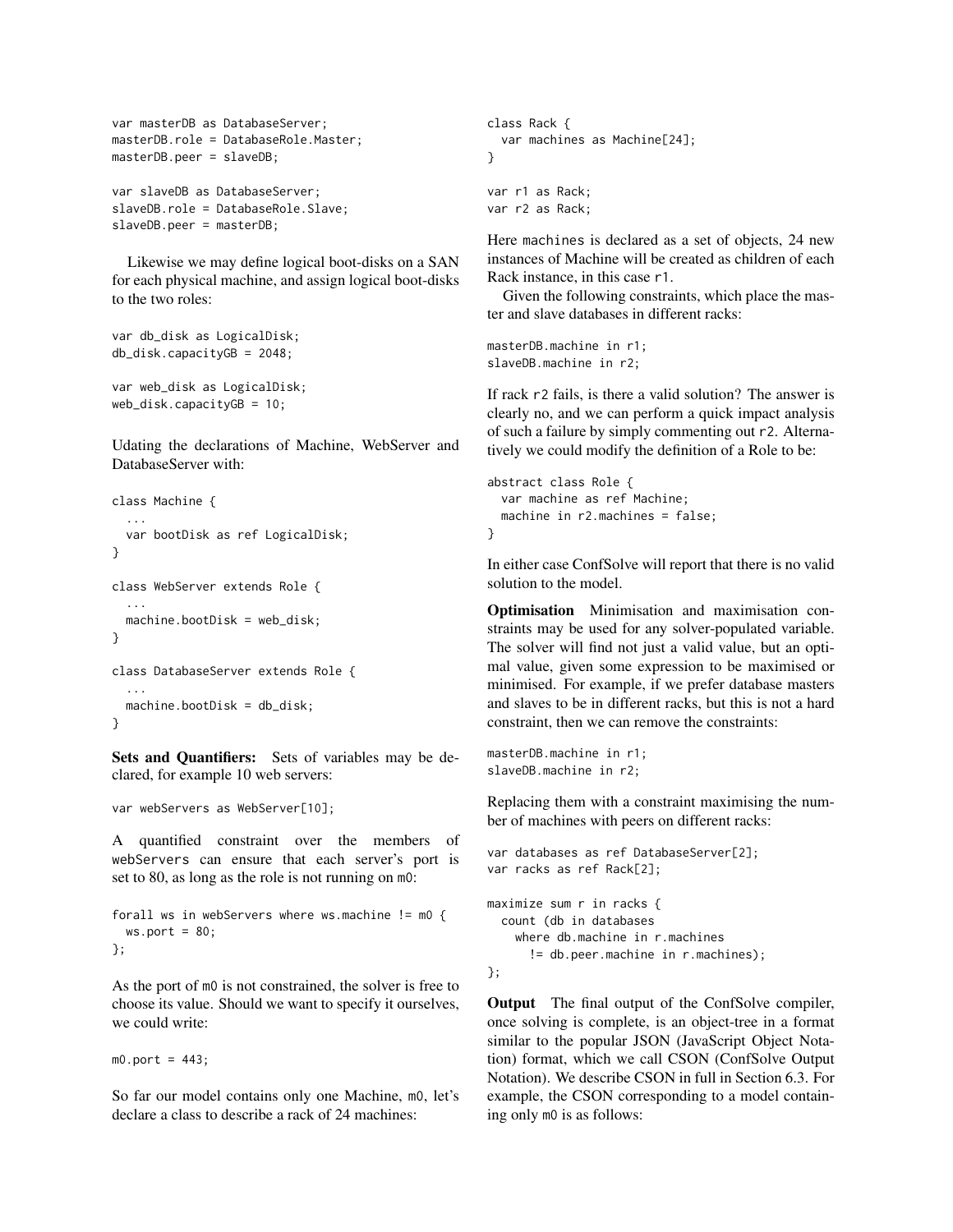```
var masterDB as DatabaseServer;
masterDB.role = DatabaseRole.Master;
masterDB.peer = slaveDB;

var slaveDB as DatabaseServer;
slaveDB.role = DatabaseRole.Slave;
slaveDB.peer = masterDB;
```

Likewise we may define logical boot-disks on a SAN for each physical machine, and assign logical boot-disks to the two roles:

```
var db_disk as LogicalDisk;
db_disk.capacityGB = 2048;

var web_disk as LogicalDisk;
web_disk.capacityGB = 10;
```

Udating the declarations of Machine, WebServer and DatabaseServer with:

```
class Machine {
  ...
  var bootDisk as ref LogicalDisk;
}

class WebServer extends Role {
  ...
  machine.bootDisk = web_disk;
}

class DatabaseServer extends Role {
  ...
  machine.bootDisk = db_disk;
}
```

**Sets and Quantifiers:** Sets of variables may be declared, for example 10 web servers:

```
var webServers as WebServer[10];
```

A quantified constraint over the members of `webServers` can ensure that each server's port is set to 80, as long as the role is not running on `m0`:

```
forall ws in webServers where ws.machine != m0 {
  ws.port = 80;
};
```

As the port of `m0` is not constrained, the solver is free to choose its value. Should we want to specify it ourselves, we could write:

```
m0.port = 443;
```

So far our model contains only one Machine, `m0`, let's declare a class to describe a rack of 24 machines:

```
class Rack {
  var machines as Machine[24];
}

var r1 as Rack;
var r2 as Rack;
```

Here `machines` is declared as a set of objects, 24 new instances of Machine will be created as children of each Rack instance, in this case `r1`.

Given the following constraints, which place the master and slave databases in different racks:

```
masterDB.machine in r1;
slaveDB.machine in r2;
```

If rack `r2` fails, is there a valid solution? The answer is clearly no, and we can perform a quick impact analysis of such a failure by simply commenting out `r2`. Alternatively we could modify the definition of a Role to be:

```
abstract class Role {
  var machine as ref Machine;
  machine in r2.machines = false;
}
```

In either case ConfSolve will report that there is no valid solution to the model.

**Optimisation** Minimisation and maximisation constraints may be used for any solver-populated variable. The solver will find not just a valid value, but an optimal value, given some expression to be maximised or minimised. For example, if we prefer database masters and slaves to be in different racks, but this is not a hard constraint, then we can remove the constraints:

```
masterDB.machine in r1;
slaveDB.machine in r2;
```

Replacing them with a constraint maximising the number of machines with peers on different racks:

```
var databases as ref DatabaseServer[2];
var racks as ref Rack[2];

maximize sum r in racks {
  count (db in databases
    where db.machine in r.machines
      != db.peer.machine in r.machines);
};
```

**Output** The final output of the ConfSolve compiler, once solving is complete, is an object-tree in a format similar to the popular JSON (JavaScript Object Notation) format, which we call CSON (ConfSolve Output Notation). We describe CSON in full in Section 6.3. For example, the CSON corresponding to a model containing only `m0` is as follows: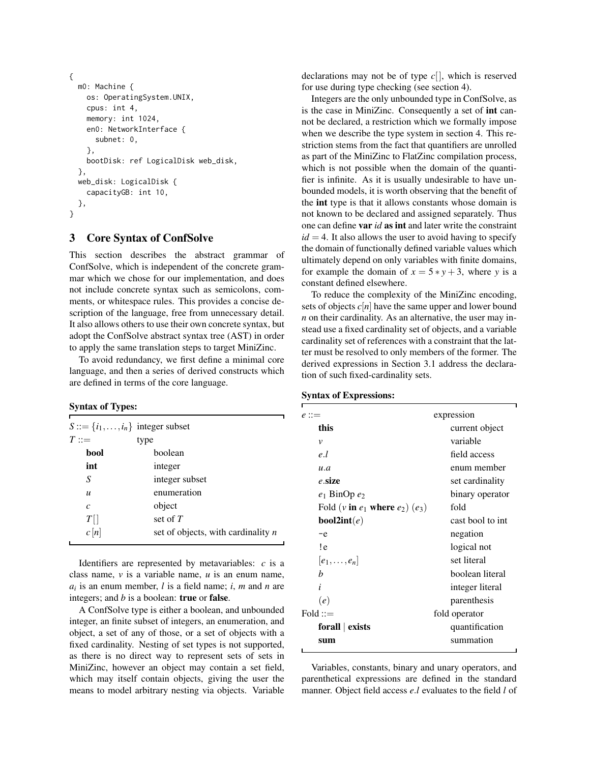```
{
  m0: Machine {
    os: OperatingSystem.UNIX,
    cpus: int 4,
    memory: int 1024,
    en0: NetworkInterface {
      subnet: 0,
    },
    bootDisk: ref LogicalDisk web_disk,
  },
  web_disk: LogicalDisk {
    capacityGB: int 10,
  },
}
```

## 3 Core Syntax of ConfSolve

This section describes the abstract grammar of ConfSolve, which is independent of the concrete grammar which we chose for our implementation, and does not include concrete syntax such as semicolons, comments, or whitespace rules. This provides a concise description of the language, free from unnecessary detail. It also allows others to use their own concrete syntax, but adopt the ConfSolve abstract syntax tree (AST) in order to apply the same translation steps to target MiniZinc.

To avoid redundancy, we first define a minimal core language, and then a series of derived constructs which are defined in terms of the core language.

**Syntax of Types:**

| | |
|---|---|
| $S ::= \{i_1, \ldots, i_n\}$ | integer subset |
| $T ::=$ | type |
| **bool** | boolean |
| **int** | integer |
| $S$ | integer subset |
| $u$ | enumeration |
| $c$ | object |
| $T[\,]$ | set of $T$ |
| $c[n]$ | set of objects, with cardinality $n$ |

Identifiers are represented by metavariables: $c$ is a class name, $v$ is a variable name, $u$ is an enum name, $a_i$ is an enum member, $l$ is a field name; $i$, $m$ and $n$ are integers; and $b$ is a boolean: **true** or **false**.

A ConfSolve type is either a boolean, and unbounded integer, an finite subset of integers, an enumeration, and object, a set of any of those, or a set of objects with a fixed cardinality. Nesting of set types is not supported, as there is no direct way to represent sets of sets in MiniZinc, however an object may contain a set field, which may itself contain objects, giving the user the means to model arbitrary nesting via objects. Variable declarations may not be of type $c[\,]$, which is reserved for use during type checking (see section 4).

Integers are the only unbounded type in ConfSolve, as is the case in MiniZinc. Consequently a set of **int** cannot be declared, a restriction which we formally impose when we describe the type system in section 4. This restriction stems from the fact that quantifiers are unrolled as part of the MiniZinc to FlatZinc compilation process, which is not possible when the domain of the quantifier is infinite. As it is usually undesirable to have unbounded models, it is worth observing that the benefit of the **int** type is that it allows constants whose domain is not known to be declared and assigned separately. Thus one can define **var** *id* **as int** and later write the constraint $id = 4$. It also allows the user to avoid having to specify the domain of functionally defined variable values which ultimately depend on only variables with finite domains, for example the domain of $x = 5 * y + 3$, where $y$ is a constant defined elsewhere.

To reduce the complexity of the MiniZinc encoding, sets of objects $c[n]$ have the same upper and lower bound $n$ on their cardinality. As an alternative, the user may instead use a fixed cardinality set of objects, and a variable cardinality set of references with a constraint that the latter must be resolved to only members of the former. The derived expressions in Section 3.1 address the declaration of such fixed-cardinality sets.

**Syntax of Expressions:**

| | |
|---|---|
| $e ::=$ | expression |
| **this** | current object |
| $v$ | variable |
| $e.l$ | field access |
| $u.a$ | enum member |
| $e$.**size** | set cardinality |
| $e_1$ BinOp $e_2$ | binary operator |
| Fold ($v$ **in** $e_1$ **where** $e_2$) ($e_3$) | fold |
| **bool2int**($e$) | cast bool to int |
| -e | negation |
| !e | logical not |
| $[e_1, \ldots, e_n]$ | set literal |
| $b$ | boolean literal |
| $i$ | integer literal |
| $(e)$ | parenthesis |
| Fold ::= | fold operator |
| **forall** \| **exists** | quantification |
| **sum** | summation |

Variables, constants, binary and unary operators, and parenthetical expressions are defined in the standard manner. Object field access $e.l$ evaluates to the field $l$ of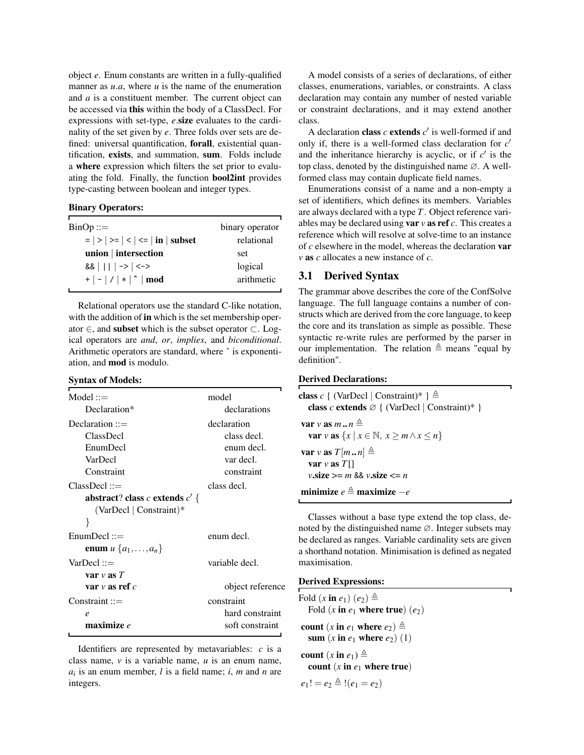object $e$. Enum constants are written in a fully-qualified manner as $u.a$, where $u$ is the name of the enumeration and $a$ is a constituent member. The current object can be accessed via **this** within the body of a ClassDecl. For expressions with set-type, $e$.**size** evaluates to the cardinality of the set given by $e$. Three folds over sets are defined: universal quantification, **forall**, existential quantification, **exists**, and summation, **sum**. Folds include a **where** expression which filters the set prior to evaluating the fold. Finally, the function **bool2int** provides type-casting between boolean and integer types.

**Binary Operators:**

| BinOp ::= | binary operator |
|---|---|
| `=` \| `>` \| `>=` \| `<` \| `<=` \| **in** \| **subset** | relational |
| **union** \| **intersection** | set |
| `&&` \| `\|\|` \| `->` \| `<->` | logical |
| `+` \| `-` \| `/` \| `*` \| `^` \| **mod** | arithmetic |

Relational operators use the standard C-like notation, with the addition of **in** which is the set membership operator $\in$, and **subset** which is the subset operator $\subset$. Logical operators are *and*, *or*, *implies*, and *biconditional*. Arithmetic operators are standard, where ˆ is exponentiation, and **mod** is modulo.

**Syntax of Models:**

| | |
|---|---|
| Model ::= | model |
| Declaration* | declarations |
| Declaration ::= | declaration |
| ClassDecl | class decl. |
| EnumDecl | enum decl. |
| VarDecl | var decl. |
| Constraint | constraint |
| ClassDecl ::= | class decl. |
| **abstract**? **class** $c$ **extends** $c'$ { (VarDecl \| Constraint)* } | |
| EnumDecl ::= | enum decl. |
| **enum** $u$ $\{a_1,\ldots,a_n\}$ | |
| VarDecl ::= | variable decl. |
| **var** $v$ **as** $T$ | |
| **var** $v$ **as ref** $c$ | object reference |
| Constraint ::= | constraint |
| $e$ | hard constraint |
| **maximize** $e$ | soft constraint |

Identifiers are represented by metavariables: $c$ is a class name, $v$ is a variable name, $u$ is an enum name, $a_i$ is an enum member, $l$ is a field name; $i$, $m$ and $n$ are integers.

A model consists of a series of declarations, of either classes, enumerations, variables, or constraints. A class declaration may contain any number of nested variable or constraint declarations, and it may extend another class.

A declaration **class** $c$ **extends** $c'$ is well-formed if and only if, there is a well-formed class declaration for $c'$ and the inheritance hierarchy is acyclic, or if $c'$ is the top class, denoted by the distinguished name $\varnothing$. A well-formed class may contain duplicate field names.

Enumerations consist of a name and a non-empty a set of identifiers, which defines its members. Variables are always declared with a type $T$. Object reference variables may be declared using **var** $v$ **as ref** $c$. This creates a reference which will resolve at solve-time to an instance of $c$ elsewhere in the model, whereas the declaration **var** $v$ **as** $c$ allocates a new instance of $c$.

## 3.1 Derived Syntax

The grammar above describes the core of the ConfSolve language. The full language contains a number of constructs which are derived from the core language, to keep the core and its translation as simple as possible. These syntactic re-write rules are performed by the parser in our implementation. The relation $\triangleq$ means "equal by definition".

**Derived Declarations:**

**class** $c$ { (VarDecl | Constraint)* } $\triangleq$
  **class** $c$ **extends** $\varnothing$ { (VarDecl | Constraint)* }

**var** $v$ **as** $m$ **..** $n$ $\triangleq$
  **var** $v$ **as** $\{x \mid x \in \mathbb{N},\ x \geq m \wedge x \leq n\}$

**var** $v$ **as** $T[m\,..\,n]$ $\triangleq$
  **var** $v$ **as** $T[]$
  $v$.**size** `>=` $m$ `&&` $v$.**size** `<=` $n$

**minimize** $e \triangleq$ **maximize** $-e$

Classes without a base type extend the top class, denoted by the distinguished name $\varnothing$. Integer subsets may be declared as ranges. Variable cardinality sets are given a shorthand notation. Minimisation is defined as negated maximisation.

**Derived Expressions:**

Fold ($x$ **in** $e_1$) ($e_2$) $\triangleq$
  Fold ($x$ **in** $e_1$ **where true**) ($e_2$)

**count** ($x$ **in** $e_1$ **where** $e_2$) $\triangleq$
  **sum** ($x$ **in** $e_1$ **where** $e_2$) (1)

**count** ($x$ **in** $e_1$) $\triangleq$
  **count** ($x$ **in** $e_1$ **where true**)

$e_1 != e_2 \triangleq\ !(e_1 = e_2)$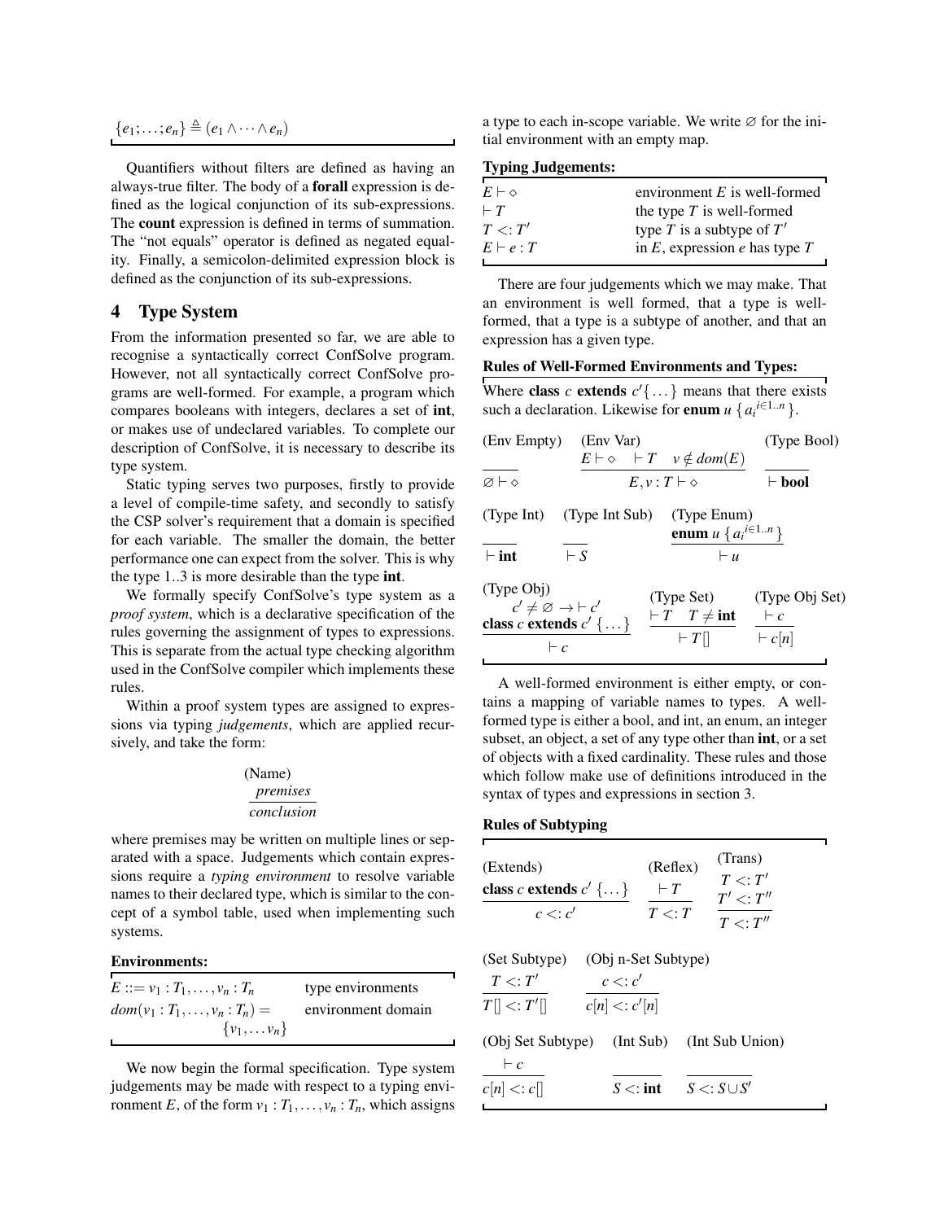$\{e_1;\ldots;e_n\} \triangleq (e_1 \wedge \cdots \wedge e_n)$

Quantifiers without filters are defined as having an always-true filter. The body of a **forall** expression is defined as the logical conjunction of its sub-expressions. The **count** expression is defined in terms of summation. The "not equals" operator is defined as negated equality. Finally, a semicolon-delimited expression block is defined as the conjunction of its sub-expressions.

## 4 Type System

From the information presented so far, we are able to recognise a syntactically correct ConfSolve program. However, not all syntactically correct ConfSolve programs are well-formed. For example, a program which compares booleans with integers, declares a set of **int**, or makes use of undeclared variables. To complete our description of ConfSolve, it is necessary to describe its type system.

Static typing serves two purposes, firstly to provide a level of compile-time safety, and secondly to satisfy the CSP solver's requirement that a domain is specified for each variable. The smaller the domain, the better performance one can expect from the solver. This is why the type 1..3 is more desirable than the type **int**.

We formally specify ConfSolve's type system as a *proof system*, which is a declarative specification of the rules governing the assignment of types to expressions. This is separate from the actual type checking algorithm used in the ConfSolve compiler which implements these rules.

Within a proof system types are assigned to expressions via typing *judgements*, which are applied recursively, and take the form:

$$\text{(Name)}\quad \frac{\textit{premises}}{\textit{conclusion}}$$

where premises may be written on multiple lines or separated with a space. Judgements which contain expressions require a *typing environment* to resolve variable names to their declared type, which is similar to the concept of a symbol table, used when implementing such systems.

**Environments:**

| | |
|---|---|
| $E ::= v_1 : T_1, \ldots, v_n : T_n$ | type environments |
| $dom(v_1 : T_1, \ldots, v_n : T_n) = \{v_1, \ldots v_n\}$ | environment domain |

We now begin the formal specification. Type system judgements may be made with respect to a typing environment $E$, of the form $v_1 : T_1, \ldots, v_n : T_n$, which assigns a type to each in-scope variable. We write $\varnothing$ for the initial environment with an empty map.

**Typing Judgements:**

| | |
|---|---|
| $E \vdash \diamond$ | environment $E$ is well-formed |
| $\vdash T$ | the type $T$ is well-formed |
| $T <: T'$ | type $T$ is a subtype of $T'$ |
| $E \vdash e : T$ | in $E$, expression $e$ has type $T$ |

There are four judgements which we may make. That an environment is well formed, that a type is well-formed, that a type is a subtype of another, and that an expression has a given type.

**Rules of Well-Formed Environments and Types:**

Where **class** $c$ **extends** $c'\{\ldots\}$ means that there exists such a declaration. Likewise for **enum** $u\ \{a_i^{i\in 1..n}\}$.

$$\text{(Env Empty)}\ \frac{}{\varnothing \vdash \diamond} \qquad \text{(Env Var)}\ \frac{E \vdash \diamond \quad \vdash T \quad v \notin dom(E)}{E, v : T \vdash \diamond} \qquad \text{(Type Bool)}\ \frac{}{\vdash \textbf{bool}}$$

$$\text{(Type Int)}\ \frac{}{\vdash \textbf{int}} \qquad \text{(Type Int Sub)}\ \frac{}{\vdash S} \qquad \text{(Type Enum)}\ \frac{\textbf{enum}\ u\ \{a_i^{i\in 1..n}\}}{\vdash u}$$

$$\text{(Type Obj)}\ \frac{c' \neq \varnothing \rightarrow \vdash c' \quad \textbf{class}\ c\ \textbf{extends}\ c'\ \{\ldots\}}{\vdash c} \qquad \text{(Type Set)}\ \frac{\vdash T \quad T \neq \textbf{int}}{\vdash T[\,]} \qquad \text{(Type Obj Set)}\ \frac{\vdash c}{\vdash c[n]}$$

A well-formed environment is either empty, or contains a mapping of variable names to types. A well-formed type is either a bool, and int, an enum, an integer subset, an object, a set of any type other than **int**, or a set of objects with a fixed cardinality. These rules and those which follow make use of definitions introduced in the syntax of types and expressions in section 3.

**Rules of Subtyping**

$$\text{(Extends)}\ \frac{\textbf{class}\ c\ \textbf{extends}\ c'\ \{\ldots\}}{c <: c'} \qquad \text{(Reflex)}\ \frac{\vdash T}{T <: T} \qquad \text{(Trans)}\ \frac{T <: T' \quad T' <: T''}{T <: T''}$$

$$\text{(Set Subtype)}\ \frac{T <: T'}{T[\,] <: T'[\,]} \qquad \text{(Obj n-Set Subtype)}\ \frac{c <: c'}{c[n] <: c'[n]}$$

$$\text{(Obj Set Subtype)}\ \frac{\vdash c}{c[n] <: c[\,]} \qquad \text{(Int Sub)}\ \frac{}{S <: \textbf{int}} \qquad \text{(Int Sub Union)}\ \frac{}{S <: S \cup S'}$$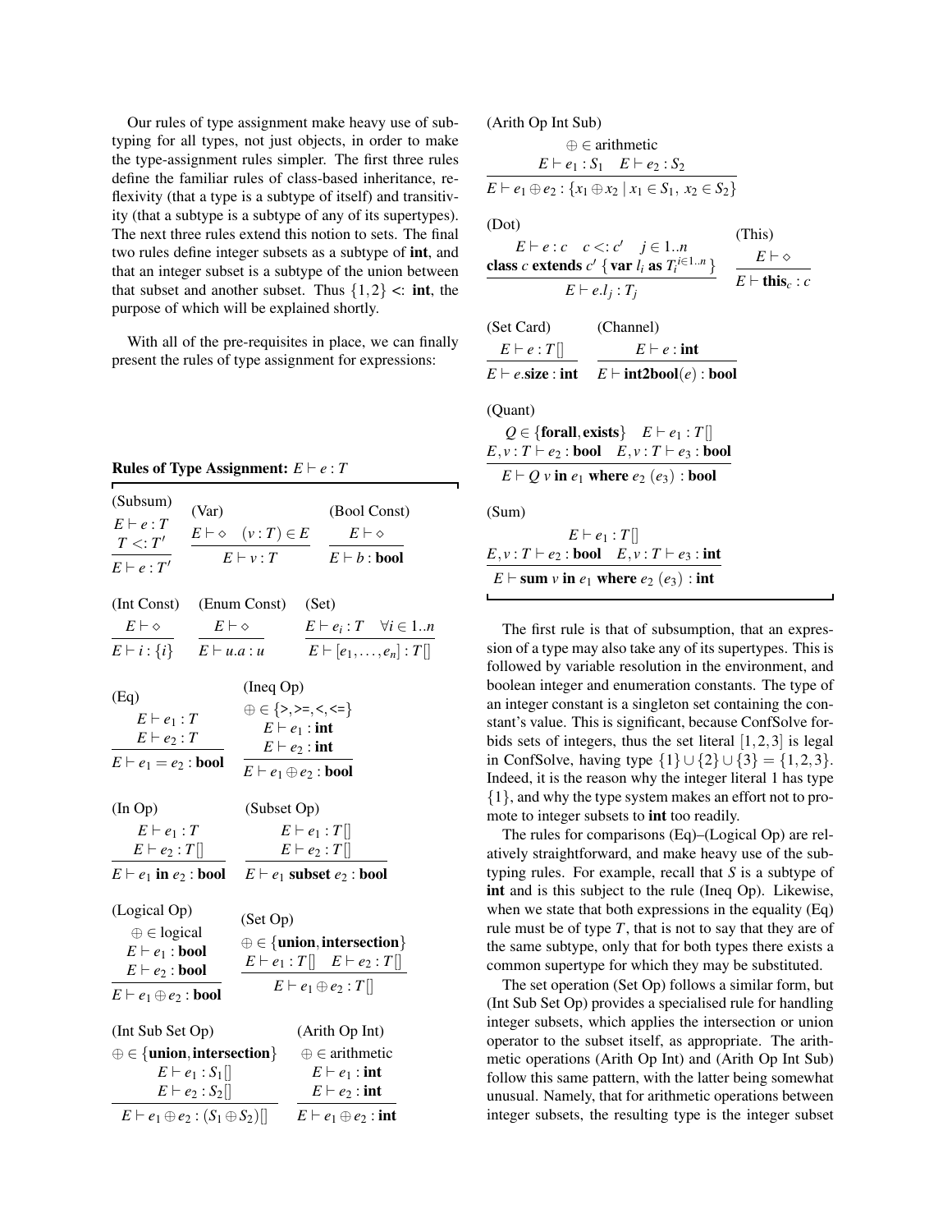Our rules of type assignment make heavy use of subtyping for all types, not just objects, in order to make the type-assignment rules simpler. The first three rules define the familiar rules of class-based inheritance, reflexivity (that a type is a subtype of itself) and transitivity (that a subtype is a subtype of any of its supertypes). The next three rules extend this notion to sets. The final two rules define integer subsets as a subtype of **int**, and that an integer subset is a subtype of the union between that subset and another subset. Thus $\{1,2\} <: \textbf{int}$, the purpose of which will be explained shortly.

With all of the pre-requisites in place, we can finally present the rules of type assignment for expressions:

**Rules of Type Assignment:** $E \vdash e : T$

(Subsum)
$$\frac{E \vdash e : T \quad T <: T'}{E \vdash e : T'}$$

(Var)
$$\frac{E \vdash \diamond \quad (v : T) \in E}{E \vdash v : T}$$

(Bool Const)
$$\frac{E \vdash \diamond}{E \vdash b : \textbf{bool}}$$

(Int Const)
$$\frac{E \vdash \diamond}{E \vdash i : \{i\}}$$

(Enum Const)
$$\frac{E \vdash \diamond}{E \vdash u.a : u}$$

(Set)
$$\frac{E \vdash e_i : T \quad \forall i \in 1..n}{E \vdash [e_1, \ldots, e_n] : T[]}$$

(Eq)
$$\frac{E \vdash e_1 : T \quad E \vdash e_2 : T}{E \vdash e_1 = e_2 : \textbf{bool}}$$

(Ineq Op)
$$\frac{\oplus \in \{\texttt{>}, \texttt{>=}, \texttt{<}, \texttt{<=}\} \quad E \vdash e_1 : \textbf{int} \quad E \vdash e_2 : \textbf{int}}{E \vdash e_1 \oplus e_2 : \textbf{bool}}$$

(In Op)
$$\frac{E \vdash e_1 : T \quad E \vdash e_2 : T[]}{E \vdash e_1 \textbf{ in } e_2 : \textbf{bool}}$$

(Subset Op)
$$\frac{E \vdash e_1 : T[] \quad E \vdash e_2 : T[]}{E \vdash e_1 \textbf{ subset } e_2 : \textbf{bool}}$$

(Logical Op)
$$\frac{\oplus \in \text{logical} \quad E \vdash e_1 : \textbf{bool} \quad E \vdash e_2 : \textbf{bool}}{E \vdash e_1 \oplus e_2 : \textbf{bool}}$$

(Set Op)
$$\frac{\oplus \in \{\textbf{union}, \textbf{intersection}\} \quad E \vdash e_1 : T[] \quad E \vdash e_2 : T[]}{E \vdash e_1 \oplus e_2 : T[]}$$

(Int Sub Set Op)
$$\frac{\oplus \in \{\textbf{union}, \textbf{intersection}\} \quad E \vdash e_1 : S_1[] \quad E \vdash e_2 : S_2[]}{E \vdash e_1 \oplus e_2 : (S_1 \oplus S_2)[]}$$

(Arith Op Int)
$$\frac{\oplus \in \text{arithmetic} \quad E \vdash e_1 : \textbf{int} \quad E \vdash e_2 : \textbf{int}}{E \vdash e_1 \oplus e_2 : \textbf{int}}$$

(Arith Op Int Sub)
$$\frac{\oplus \in \text{arithmetic} \quad E \vdash e_1 : S_1 \quad E \vdash e_2 : S_2}{E \vdash e_1 \oplus e_2 : \{x_1 \oplus x_2 \mid x_1 \in S_1,\ x_2 \in S_2\}}$$

(Dot)
$$\frac{E \vdash e : c \quad c <: c' \quad j \in 1..n \quad \textbf{class } c \textbf{ extends } c' \ \{ \textbf{var } l_i \textbf{ as } T_i^{i \in 1..n} \}}{E \vdash e.l_j : T_j}$$

(This)
$$\frac{E \vdash \diamond}{E \vdash \textbf{this}_c : c}$$

(Set Card)
$$\frac{E \vdash e : T[]}{E \vdash e.\textbf{size} : \textbf{int}}$$

(Channel)
$$\frac{E \vdash e : \textbf{int}}{E \vdash \textbf{int2bool}(e) : \textbf{bool}}$$

(Quant)
$$\frac{Q \in \{\textbf{forall}, \textbf{exists}\} \quad E \vdash e_1 : T[] \quad E, v : T \vdash e_2 : \textbf{bool} \quad E, v : T \vdash e_3 : \textbf{bool}}{E \vdash Q\ v \textbf{ in } e_1 \textbf{ where } e_2\ (e_3) : \textbf{bool}}$$

(Sum)
$$\frac{E \vdash e_1 : T[] \quad E, v : T \vdash e_2 : \textbf{bool} \quad E, v : T \vdash e_3 : \textbf{int}}{E \vdash \textbf{sum } v \textbf{ in } e_1 \textbf{ where } e_2\ (e_3) : \textbf{int}}$$

The first rule is that of subsumption, that an expression of a type may also take any of its supertypes. This is followed by variable resolution in the environment, and boolean integer and enumeration constants. The type of an integer constant is a singleton set containing the constant's value. This is significant, because ConfSolve forbids sets of integers, thus the set literal $[1,2,3]$ is legal in ConfSolve, having type $\{1\} \cup \{2\} \cup \{3\} = \{1,2,3\}$. Indeed, it is the reason why the integer literal 1 has type $\{1\}$, and why the type system makes an effort not to promote to integer subsets to **int** too readily.

The rules for comparisons (Eq)–(Logical Op) are relatively straightforward, and make heavy use of the subtyping rules. For example, recall that $S$ is a subtype of **int** and is this subject to the rule (Ineq Op). Likewise, when we state that both expressions in the equality (Eq) rule must be of type $T$, that is not to say that they are of the same subtype, only that for both types there exists a common supertype for which they may be substituted.

The set operation (Set Op) follows a similar form, but (Int Sub Set Op) provides a specialised rule for handling integer subsets, which applies the intersection or union operator to the subset itself, as appropriate. The arithmetic operations (Arith Op Int) and (Arith Op Int Sub) follow this same pattern, with the latter being somewhat unusual. Namely, that for arithmetic operations between integer subsets, the resulting type is the integer subset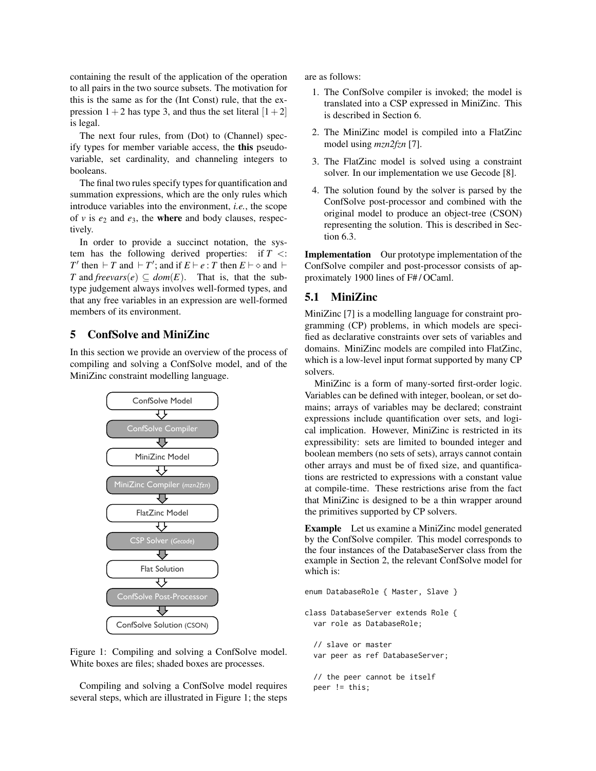containing the result of the application of the operation to all pairs in the two source subsets. The motivation for this is the same as for the (Int Const) rule, that the expression $1+2$ has type 3, and thus the set literal $[1+2]$ is legal.

The next four rules, from (Dot) to (Channel) specify types for member variable access, the **this** pseudo-variable, set cardinality, and channeling integers to booleans.

The final two rules specify types for quantification and summation expressions, which are the only rules which introduce variables into the environment, *i.e.*, the scope of $v$ is $e_2$ and $e_3$, the **where** and body clauses, respectively.

In order to provide a succinct notation, the system has the following derived properties: if $T <: T'$ then $\vdash T$ and $\vdash T'$; and if $E \vdash e : T$ then $E \vdash \diamond$ and $\vdash T$ and $freevars(e) \subseteq dom(E)$. That is, that the subtype judgement always involves well-formed types, and that any free variables in an expression are well-formed members of its environment.

## 5 ConfSolve and MiniZinc

In this section we provide an overview of the process of compiling and solving a ConfSolve model, and of the MiniZinc constraint modelling language.

ConfSolve Model → ConfSolve Compiler → MiniZinc Model → MiniZinc Compiler (*mzn2fzn*) → FlatZinc Model → CSP Solver (*Gecode*) → Flat Solution → ConfSolve Post-Processor → ConfSolve Solution (CSON)

Figure 1: Compiling and solving a ConfSolve model. White boxes are files; shaded boxes are processes.

Compiling and solving a ConfSolve model requires several steps, which are illustrated in Figure 1; the steps are as follows:

1. The ConfSolve compiler is invoked; the model is translated into a CSP expressed in MiniZinc. This is described in Section 6.
2. The MiniZinc model is compiled into a FlatZinc model using *mzn2fzn* [7].
3. The FlatZinc model is solved using a constraint solver. In our implementation we use Gecode [8].
4. The solution found by the solver is parsed by the ConfSolve post-processor and combined with the original model to produce an object-tree (CSON) representing the solution. This is described in Section 6.3.

**Implementation** Our prototype implementation of the ConfSolve compiler and post-processor consists of approximately 1900 lines of F# / OCaml.

### 5.1 MiniZinc

MiniZinc [7] is a modelling language for constraint programming (CP) problems, in which models are specified as declarative constraints over sets of variables and domains. MiniZinc models are compiled into FlatZinc, which is a low-level input format supported by many CP solvers.

MiniZinc is a form of many-sorted first-order logic. Variables can be defined with integer, boolean, or set domains; arrays of variables may be declared; constraint expressions include quantification over sets, and logical implication. However, MiniZinc is restricted in its expressibility: sets are limited to bounded integer and boolean members (no sets of sets), arrays cannot contain other arrays and must be of fixed size, and quantifications are restricted to expressions with a constant value at compile-time. These restrictions arise from the fact that MiniZinc is designed to be a thin wrapper around the primitives supported by CP solvers.

**Example** Let us examine a MiniZinc model generated by the ConfSolve compiler. This model corresponds to the four instances of the DatabaseServer class from the example in Section 2, the relevant ConfSolve model for which is:

```
enum DatabaseRole { Master, Slave }

class DatabaseServer extends Role {
  var role as DatabaseRole;

  // slave or master
  var peer as ref DatabaseServer;

  // the peer cannot be itself
  peer != this;
```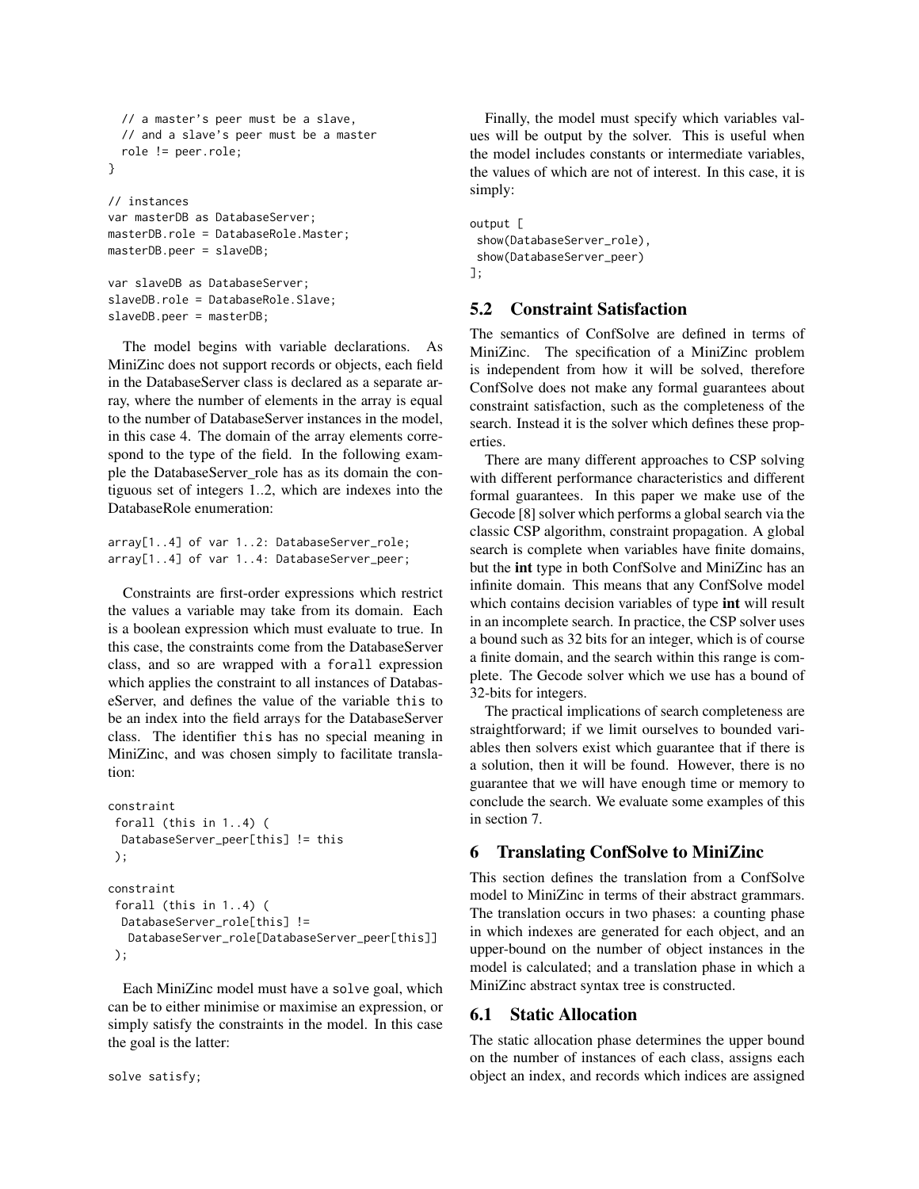```
  // a master's peer must be a slave,
  // and a slave's peer must be a master
  role != peer.role;
}

// instances
var masterDB as DatabaseServer;
masterDB.role = DatabaseRole.Master;
masterDB.peer = slaveDB;

var slaveDB as DatabaseServer;
slaveDB.role = DatabaseRole.Slave;
slaveDB.peer = masterDB;
```

The model begins with variable declarations. As MiniZinc does not support records or objects, each field in the DatabaseServer class is declared as a separate array, where the number of elements in the array is equal to the number of DatabaseServer instances in the model, in this case 4. The domain of the array elements correspond to the type of the field. In the following example the DatabaseServer_role has as its domain the contiguous set of integers 1..2, which are indexes into the DatabaseRole enumeration:

```
array[1..4] of var 1..2: DatabaseServer_role;
array[1..4] of var 1..4: DatabaseServer_peer;
```

Constraints are first-order expressions which restrict the values a variable may take from its domain. Each is a boolean expression which must evaluate to true. In this case, the constraints come from the DatabaseServer class, and so are wrapped with a `forall` expression which applies the constraint to all instances of DatabaseServer, and defines the value of the variable `this` to be an index into the field arrays for the DatabaseServer class. The identifier `this` has no special meaning in MiniZinc, and was chosen simply to facilitate translation:

```
constraint
 forall (this in 1..4) (
  DatabaseServer_peer[this] != this
 );

constraint
 forall (this in 1..4) (
  DatabaseServer_role[this] !=
   DatabaseServer_role[DatabaseServer_peer[this]]
 );
```

Each MiniZinc model must have a `solve` goal, which can be to either minimise or maximise an expression, or simply satisfy the constraints in the model. In this case the goal is the latter:

```
solve satisfy;
```

Finally, the model must specify which variables values will be output by the solver. This is useful when the model includes constants or intermediate variables, the values of which are not of interest. In this case, it is simply:

```
output [
 show(DatabaseServer_role),
 show(DatabaseServer_peer)
];
```

### 5.2 Constraint Satisfaction

The semantics of ConfSolve are defined in terms of MiniZinc. The specification of a MiniZinc problem is independent from how it will be solved, therefore ConfSolve does not make any formal guarantees about constraint satisfaction, such as the completeness of the search. Instead it is the solver which defines these properties.

There are many different approaches to CSP solving with different performance characteristics and different formal guarantees. In this paper we make use of the Gecode [8] solver which performs a global search via the classic CSP algorithm, constraint propagation. A global search is complete when variables have finite domains, but the **int** type in both ConfSolve and MiniZinc has an infinite domain. This means that any ConfSolve model which contains decision variables of type **int** will result in an incomplete search. In practice, the CSP solver uses a bound such as 32 bits for an integer, which is of course a finite domain, and the search within this range is complete. The Gecode solver which we use has a bound of 32-bits for integers.

The practical implications of search completeness are straightforward; if we limit ourselves to bounded variables then solvers exist which guarantee that if there is a solution, then it will be found. However, there is no guarantee that we will have enough time or memory to conclude the search. We evaluate some examples of this in section 7.

## 6 Translating ConfSolve to MiniZinc

This section defines the translation from a ConfSolve model to MiniZinc in terms of their abstract grammars. The translation occurs in two phases: a counting phase in which indexes are generated for each object, and an upper-bound on the number of object instances in the model is calculated; and a translation phase in which a MiniZinc abstract syntax tree is constructed.

### 6.1 Static Allocation

The static allocation phase determines the upper bound on the number of instances of each class, assigns each object an index, and records which indices are assigned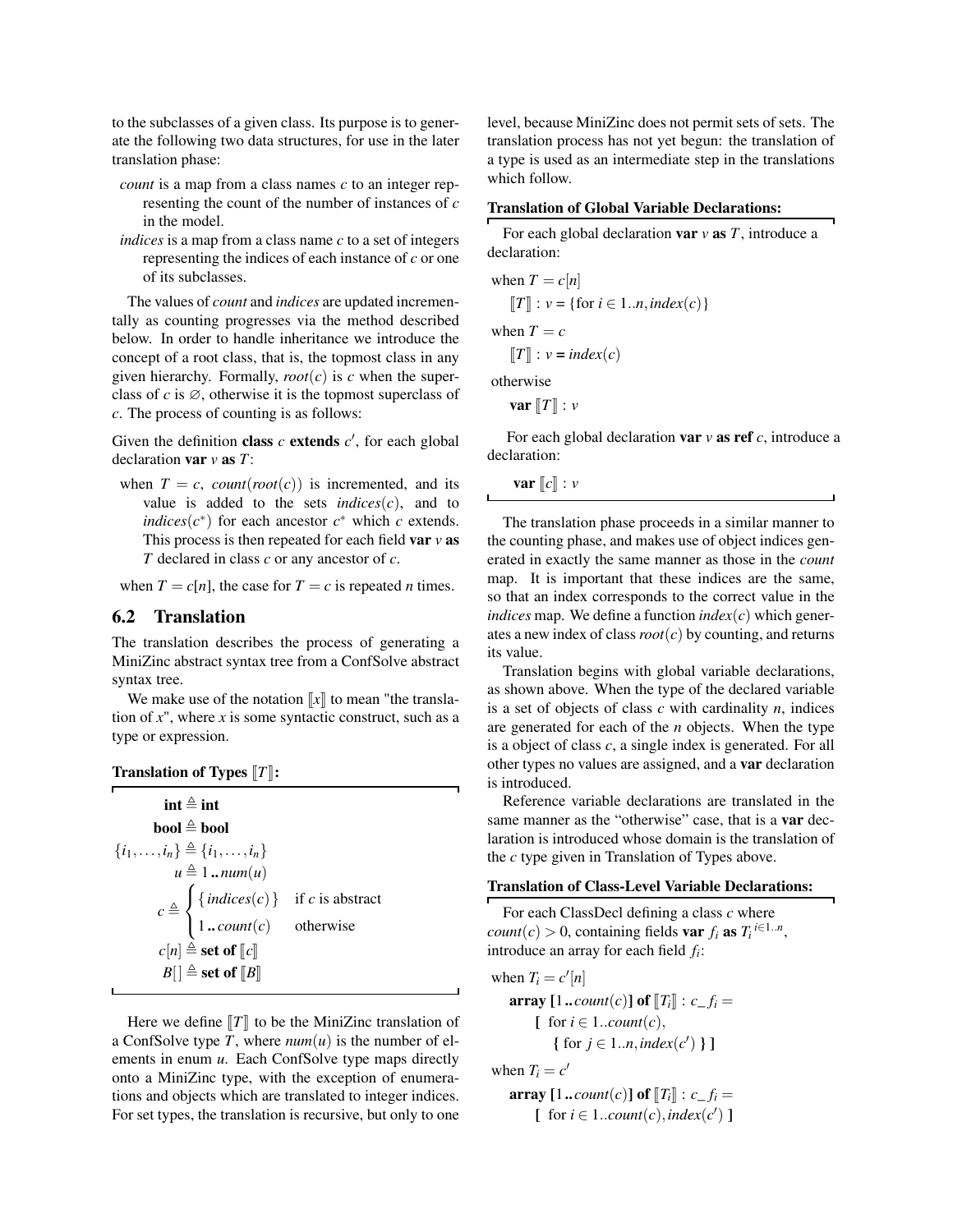to the subclasses of a given class. Its purpose is to generate the following two data structures, for use in the later translation phase:

*count* is a map from a class names $c$ to an integer representing the count of the number of instances of $c$ in the model.

*indices* is a map from a class name $c$ to a set of integers representing the indices of each instance of $c$ or one of its subclasses.

The values of *count* and *indices* are updated incrementally as counting progresses via the method described below. In order to handle inheritance we introduce the concept of a root class, that is, the topmost class in any given hierarchy. Formally, $root(c)$ is $c$ when the superclass of $c$ is $\varnothing$, otherwise it is the topmost superclass of $c$. The process of counting is as follows:

Given the definition **class** $c$ **extends** $c'$, for each global declaration **var** $v$ **as** $T$:

when $T = c$, $count(root(c))$ is incremented, and its value is added to the sets $indices(c)$, and to $indices(c^*)$ for each ancestor $c^*$ which $c$ extends. This process is then repeated for each field **var** $v$ **as** $T$ declared in class $c$ or any ancestor of $c$.

when $T = c[n]$, the case for $T = c$ is repeated $n$ times.

## 6.2 Translation

The translation describes the process of generating a MiniZinc abstract syntax tree from a ConfSolve abstract syntax tree.

We make use of the notation $[\![x]\!]$ to mean "the translation of $x$", where $x$ is some syntactic construct, such as a type or expression.

**Translation of Types $[\![T]\!]$:**

$$
\begin{aligned}
\textbf{int} &\triangleq \textbf{int} \\
\textbf{bool} &\triangleq \textbf{bool} \\
\{i_1, \ldots, i_n\} &\triangleq \{i_1, \ldots, i_n\} \\
u &\triangleq 1 \,..\, num(u) \\
c &\triangleq \begin{cases} \{\, indices(c) \,\} & \text{if } c \text{ is abstract} \\ 1 \,..\, count(c) & \text{otherwise} \end{cases} \\
c[n] &\triangleq \textbf{set of } [\![c]\!] \\
B[\,] &\triangleq \textbf{set of } [\![B]\!]
\end{aligned}
$$

Here we define $[\![T]\!]$ to be the MiniZinc translation of a ConfSolve type $T$, where $num(u)$ is the number of elements in enum $u$. Each ConfSolve type maps directly onto a MiniZinc type, with the exception of enumerations and objects which are translated to integer indices. For set types, the translation is recursive, but only to one level, because MiniZinc does not permit sets of sets. The translation process has not yet begun: the translation of a type is used as an intermediate step in the translations which follow.

**Translation of Global Variable Declarations:**

For each global declaration **var** $v$ **as** $T$, introduce a declaration:

when $T = c[n]$

$[\![T]\!] : v = \{\text{for } i \in 1..n, index(c)\}$

when $T = c$

$[\![T]\!] : v = index(c)$

otherwise

**var** $[\![T]\!] : v$

For each global declaration **var** $v$ **as ref** $c$, introduce a declaration:

**var** $[\![c]\!] : v$

The translation phase proceeds in a similar manner to the counting phase, and makes use of object indices generated in exactly the same manner as those in the *count* map. It is important that these indices are the same, so that an index corresponds to the correct value in the *indices* map. We define a function $index(c)$ which generates a new index of class $root(c)$ by counting, and returns its value.

Translation begins with global variable declarations, as shown above. When the type of the declared variable is a set of objects of class $c$ with cardinality $n$, indices are generated for each of the $n$ objects. When the type is a object of class $c$, a single index is generated. For all other types no values are assigned, and a **var** declaration is introduced.

Reference variable declarations are translated in the same manner as the "otherwise" case, that is a **var** declaration is introduced whose domain is the translation of the $c$ type given in Translation of Types above.

**Translation of Class-Level Variable Declarations:**

For each ClassDecl defining a class $c$ where $count(c) > 0$, containing fields **var** $f_i$ **as** $T_i^{\,i \in 1..n}$, introduce an array for each field $f_i$:

when $T_i = c'[n]$

**array** $[1 \,..\, count(c)]$ **of** $[\![T_i]\!] : c\_f_i =$
$[$ for $i \in 1..count(c)$,
$\{$ for $j \in 1..n, index(c')$ $\}$ $]$

when $T_i = c'$

**array** $[1 \,..\, count(c)]$ **of** $[\![T_i]\!] : c\_f_i =$
$[$ for $i \in 1..count(c), index(c')$ $]$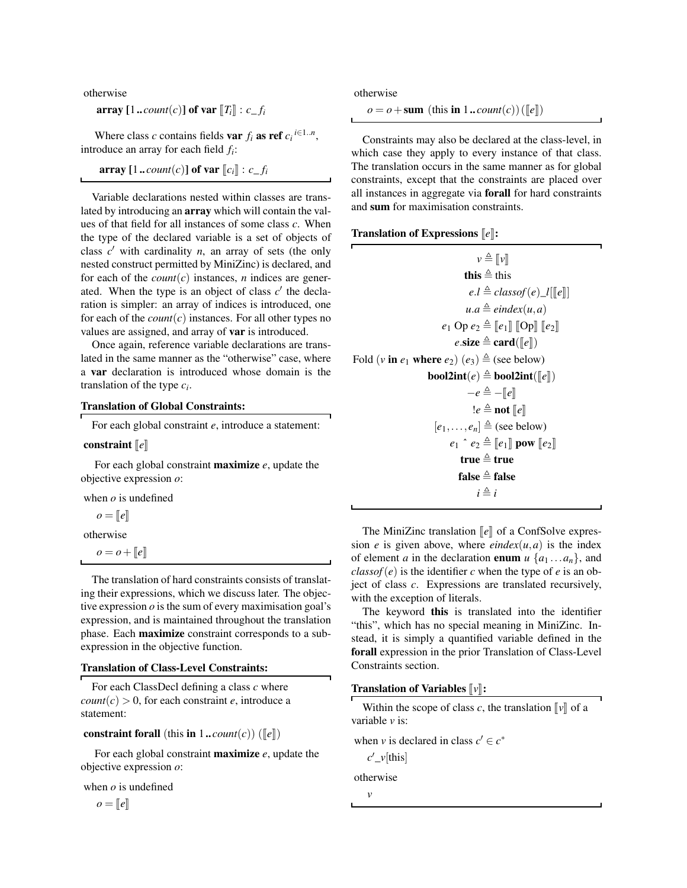otherwise

$\textbf{array}\ [1\,..\,count(c)]\ \textbf{of var}\ [\![T_i]\!] : c\_f_i$

Where class $c$ contains fields $\textbf{var}\ f_i\ \textbf{as ref}\ c_i{}^{i \in 1..n}$, introduce an array for each field $f_i$:

$\textbf{array}\ [1\,..\,count(c)]\ \textbf{of var}\ [\![c_i]\!] : c\_f_i$

Variable declarations nested within classes are translated by introducing an **array** which will contain the values of that field for all instances of some class $c$. When the type of the declared variable is a set of objects of class $c'$ with cardinality $n$, an array of sets (the only nested construct permitted by MiniZinc) is declared, and for each of the $count(c)$ instances, $n$ indices are generated. When the type is an object of class $c'$ the declaration is simpler: an array of indices is introduced, one for each of the $count(c)$ instances. For all other types no values are assigned, and array of **var** is introduced.

Once again, reference variable declarations are translated in the same manner as the "otherwise" case, where a **var** declaration is introduced whose domain is the translation of the type $c_i$.

**Translation of Global Constraints:**

For each global constraint $e$, introduce a statement:

$\textbf{constraint}\ [\![e]\!]$

For each global constraint **maximize** $e$, update the objective expression $o$:

when $o$ is undefined

$o = [\![e]\!]$

otherwise

$o = o + [\![e]\!]$

The translation of hard constraints consists of translating their expressions, which we discuss later. The objective expression $o$ is the sum of every maximisation goal's expression, and is maintained throughout the translation phase. Each **maximize** constraint corresponds to a sub-expression in the objective function.

**Translation of Class-Level Constraints:**

For each ClassDecl defining a class $c$ where $count(c) > 0$, for each constraint $e$, introduce a statement:

$\textbf{constraint forall}\ (\text{this}\ \textbf{in}\ 1\,..\,count(c))\ ([\![e]\!])$

For each global constraint **maximize** $e$, update the objective expression $o$:

when $o$ is undefined

$o = [\![e]\!]$

otherwise

$o = o + \textbf{sum}\ (\text{this}\ \textbf{in}\ 1\,..\,count(c))\,([\![e]\!])$

Constraints may also be declared at the class-level, in which case they apply to every instance of that class. The translation occurs in the same manner as for global constraints, except that the constraints are placed over all instances in aggregate via **forall** for hard constraints and **sum** for maximisation constraints.

**Translation of Expressions $[\![e]\!]$:**

$$v \triangleq [\![v]\!]$$

$$\textbf{this} \triangleq \text{this}$$

$$e.l \triangleq classof(e)\_l[[\![e]\!]]$$

$$u.a \triangleq eindex(u,a)$$

$$e_1 \text{ Op } e_2 \triangleq [\![e_1]\!]\ [\![\text{Op}]\!]\ [\![e_2]\!]$$

$$e.\textbf{size} \triangleq \textbf{card}([\![e]\!])$$

$$\text{Fold } (v\ \textbf{in}\ e_1\ \textbf{where}\ e_2)\ (e_3) \triangleq \text{(see below)}$$

$$\textbf{bool2int}(e) \triangleq \textbf{bool2int}([\![e]\!])$$

$$-e \triangleq -[\![e]\!]$$

$$!e \triangleq \textbf{not}\ [\![e]\!]$$

$$[e_1,\ldots,e_n] \triangleq \text{(see below)}$$

$$e_1\ \hat{}\ e_2 \triangleq [\![e_1]\!]\ \textbf{pow}\ [\![e_2]\!]$$

$$\textbf{true} \triangleq \textbf{true}$$

$$\textbf{false} \triangleq \textbf{false}$$

$$i \triangleq i$$

The MiniZinc translation $[\![e]\!]$ of a ConfSolve expression $e$ is given above, where $eindex(u,a)$ is the index of element $a$ in the declaration $\textbf{enum}\ u\ \{a_1 \ldots a_n\}$, and $classof(e)$ is the identifier $c$ when the type of $e$ is an object of class $c$. Expressions are translated recursively, with the exception of literals.

The keyword **this** is translated into the identifier "this", which has no special meaning in MiniZinc. Instead, it is simply a quantified variable defined in the **forall** expression in the prior Translation of Class-Level Constraints section.

**Translation of Variables $[\![v]\!]$:**

Within the scope of class $c$, the translation $[\![v]\!]$ of a variable $v$ is:

when $v$ is declared in class $c' \in c^*$

$c'\_v[\text{this}]$

otherwise

$v$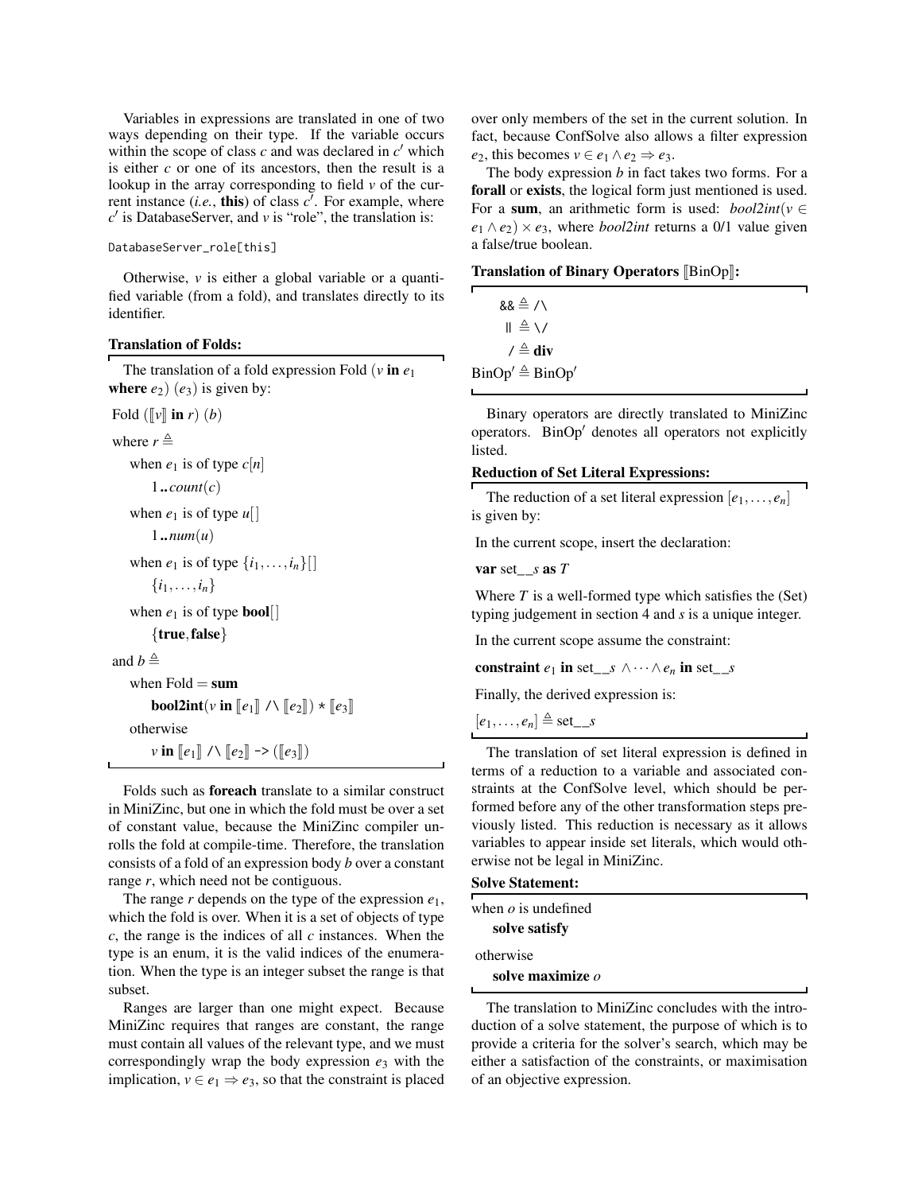Variables in expressions are translated in one of two ways depending on their type. If the variable occurs within the scope of class $c$ and was declared in $c'$ which is either $c$ or one of its ancestors, then the result is a lookup in the array corresponding to field $v$ of the current instance (*i.e.*, **this**) of class $c'$. For example, where $c'$ is DatabaseServer, and $v$ is "role", the translation is:

```
DatabaseServer_role[this]
```

Otherwise, $v$ is either a global variable or a quantified variable (from a fold), and translates directly to its identifier.

**Translation of Folds:**

The translation of a fold expression Fold ($v$ **in** $e_1$ **where** $e_2$) ($e_3$) is given by:

Fold ($[\![v]\!]$ **in** $r$) ($b$)

where $r \triangleq$

when $e_1$ is of type $c[n]$

$1\,..\,count(c)$

when $e_1$ is of type $u[\,]$

$1\,..\,num(u)$

when $e_1$ is of type $\{i_1,\ldots,i_n\}[\,]$

$\{i_1,\ldots,i_n\}$

when $e_1$ is of type **bool**[ ]

$\{\textbf{true},\textbf{false}\}$

and $b \triangleq$

when Fold = **sum**

**bool2int**($v$ **in** $[\![e_1]\!]$ /\ $[\![e_2]\!]$) * $[\![e_3]\!]$

otherwise

$v$ **in** $[\![e_1]\!]$ /\ $[\![e_2]\!]$ -> ($[\![e_3]\!]$)

Folds such as **foreach** translate to a similar construct in MiniZinc, but one in which the fold must be over a set of constant value, because the MiniZinc compiler unrolls the fold at compile-time. Therefore, the translation consists of a fold of an expression body $b$ over a constant range $r$, which need not be contiguous.

The range $r$ depends on the type of the expression $e_1$, which the fold is over. When it is a set of objects of type $c$, the range is the indices of all $c$ instances. When the type is an enum, it is the valid indices of the enumeration. When the type is an integer subset the range is that subset.

Ranges are larger than one might expect. Because MiniZinc requires that ranges are constant, the range must contain all values of the relevant type, and we must correspondingly wrap the body expression $e_3$ with the implication, $v \in e_1 \Rightarrow e_3$, so that the constraint is placed over only members of the set in the current solution. In fact, because ConfSolve also allows a filter expression $e_2$, this becomes $v \in e_1 \wedge e_2 \Rightarrow e_3$.

The body expression $b$ in fact takes two forms. For a **forall** or **exists**, the logical form just mentioned is used. For a **sum**, an arithmetic form is used: $bool2int(v \in e_1 \wedge e_2) \times e_3$, where *bool2int* returns a 0/1 value given a false/true boolean.

**Translation of Binary Operators $[\![$BinOp$]\!]$:**

&& $\triangleq$ /\

|| $\triangleq$ \/

/ $\triangleq$ **div**

BinOp$'$ $\triangleq$ BinOp$'$

Binary operators are directly translated to MiniZinc operators. BinOp$'$ denotes all operators not explicitly listed.

**Reduction of Set Literal Expressions:**

The reduction of a set literal expression $[e_1,\ldots,e_n]$ is given by:

In the current scope, insert the declaration:

**var** set__$s$ **as** $T$

Where $T$ is a well-formed type which satisfies the (Set) typing judgement in section 4 and $s$ is a unique integer.

In the current scope assume the constraint:

**constraint** $e_1$ **in** set__$s$ $\wedge \cdots \wedge$ $e_n$ **in** set__$s$

Finally, the derived expression is:

$[e_1,\ldots,e_n] \triangleq$ set__$s$

The translation of set literal expression is defined in terms of a reduction to a variable and associated constraints at the ConfSolve level, which should be performed before any of the other transformation steps previously listed. This reduction is necessary as it allows variables to appear inside set literals, which would otherwise not be legal in MiniZinc.

**Solve Statement:**

when $o$ is undefined

**solve satisfy**

otherwise

**solve maximize** $o$

The translation to MiniZinc concludes with the introduction of a solve statement, the purpose of which is to provide a criteria for the solver's search, which may be either a satisfaction of the constraints, or maximisation of an objective expression.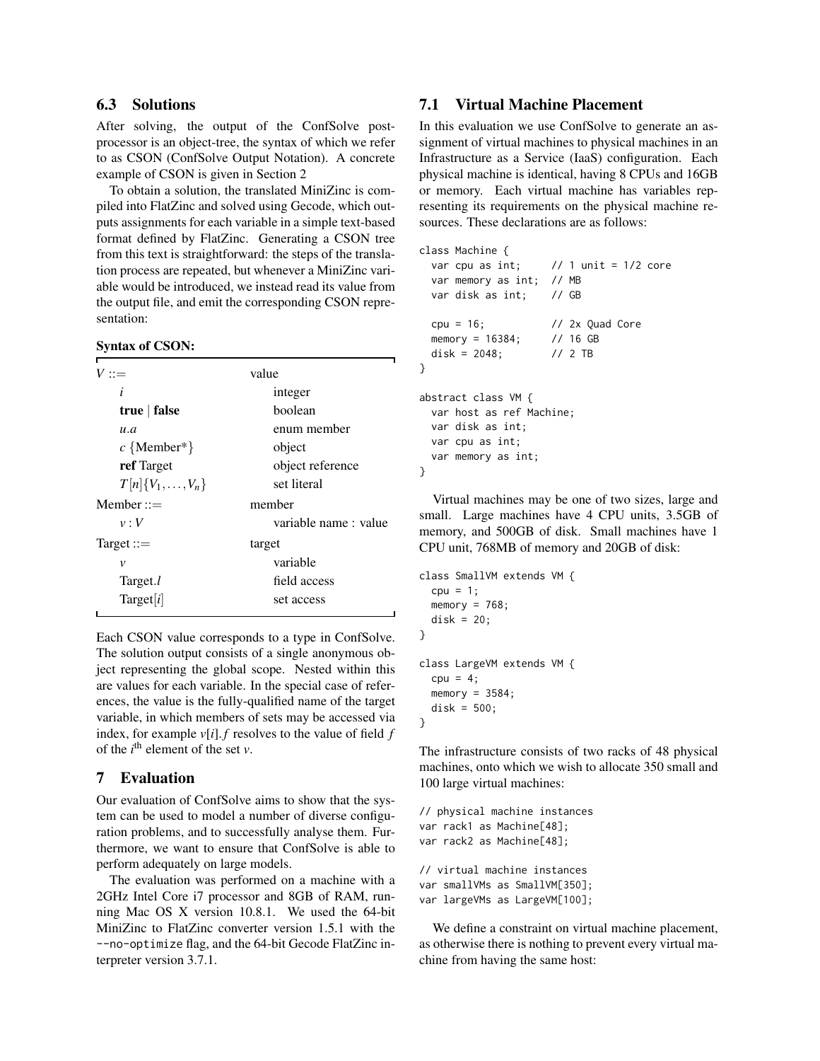### 6.3 Solutions

After solving, the output of the ConfSolve post-processor is an object-tree, the syntax of which we refer to as CSON (ConfSolve Output Notation). A concrete example of CSON is given in Section 2

To obtain a solution, the translated MiniZinc is compiled into FlatZinc and solved using Gecode, which outputs assignments for each variable in a simple text-based format defined by FlatZinc. Generating a CSON tree from this text is straightforward: the steps of the translation process are repeated, but whenever a MiniZinc variable would be introduced, we instead read its value from the output file, and emit the corresponding CSON representation:

**Syntax of CSON:**

| | |
|---|---|
| $V ::=$ | value |
| $\quad i$ | integer |
| $\quad$ **true** \| **false** | boolean |
| $\quad u.a$ | enum member |
| $\quad c$ {Member*} | object |
| $\quad$ **ref** Target | object reference |
| $\quad T[n]\{V_1, \ldots, V_n\}$ | set literal |
| Member ::= | member |
| $\quad v : V$ | variable name : value |
| Target ::= | target |
| $\quad v$ | variable |
| $\quad$ Target.$l$ | field access |
| $\quad$ Target[$i$] | set access |

Each CSON value corresponds to a type in ConfSolve. The solution output consists of a single anonymous object representing the global scope. Nested within this are values for each variable. In the special case of references, the value is the fully-qualified name of the target variable, in which members of sets may be accessed via index, for example $v[i].f$ resolves to the value of field $f$ of the $i^{\text{th}}$ element of the set $v$.

## 7 Evaluation

Our evaluation of ConfSolve aims to show that the system can be used to model a number of diverse configuration problems, and to successfully analyse them. Furthermore, we want to ensure that ConfSolve is able to perform adequately on large models.

The evaluation was performed on a machine with a 2GHz Intel Core i7 processor and 8GB of RAM, running Mac OS X version 10.8.1. We used the 64-bit MiniZinc to FlatZinc converter version 1.5.1 with the `--no-optimize` flag, and the 64-bit Gecode FlatZinc interpreter version 3.7.1.

### 7.1 Virtual Machine Placement

In this evaluation we use ConfSolve to generate an assignment of virtual machines to physical machines in an Infrastructure as a Service (IaaS) configuration. Each physical machine is identical, having 8 CPUs and 16GB or memory. Each virtual machine has variables representing its requirements on the physical machine resources. These declarations are as follows:

```
class Machine {
  var cpu as int;     // 1 unit = 1/2 core
  var memory as int;  // MB
  var disk as int;    // GB

  cpu = 16;           // 2x Quad Core
  memory = 16384;     // 16 GB
  disk = 2048;        // 2 TB
}

abstract class VM {
  var host as ref Machine;
  var disk as int;
  var cpu as int;
  var memory as int;
}
```

Virtual machines may be one of two sizes, large and small. Large machines have 4 CPU units, 3.5GB of memory, and 500GB of disk. Small machines have 1 CPU unit, 768MB of memory and 20GB of disk:

```
class SmallVM extends VM {
  cpu = 1;
  memory = 768;
  disk = 20;
}

class LargeVM extends VM {
  cpu = 4;
  memory = 3584;
  disk = 500;
}
```

The infrastructure consists of two racks of 48 physical machines, onto which we wish to allocate 350 small and 100 large virtual machines:

```
// physical machine instances
var rack1 as Machine[48];
var rack2 as Machine[48];

// virtual machine instances
var smallVMs as SmallVM[350];
var largeVMs as LargeVM[100];
```

We define a constraint on virtual machine placement, as otherwise there is nothing to prevent every virtual machine from having the same host: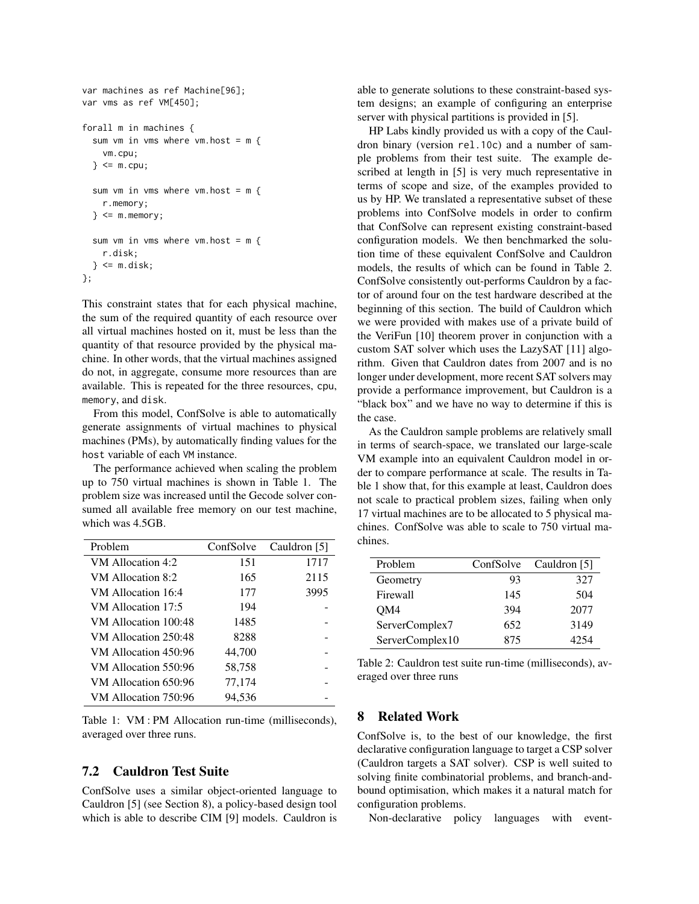```
var machines as ref Machine[96];
var vms as ref VM[450];

forall m in machines {
  sum vm in vms where vm.host = m {
    vm.cpu;
  } <= m.cpu;

  sum vm in vms where vm.host = m {
    r.memory;
  } <= m.memory;

  sum vm in vms where vm.host = m {
    r.disk;
  } <= m.disk;
};
```

This constraint states that for each physical machine, the sum of the required quantity of each resource over all virtual machines hosted on it, must be less than the quantity of that resource provided by the physical machine. In other words, that the virtual machines assigned do not, in aggregate, consume more resources than are available. This is repeated for the three resources, `cpu`, `memory`, and `disk`.

From this model, ConfSolve is able to automatically generate assignments of virtual machines to physical machines (PMs), by automatically finding values for the `host` variable of each `VM` instance.

The performance achieved when scaling the problem up to 750 virtual machines is shown in Table 1. The problem size was increased until the Gecode solver consumed all available free memory on our test machine, which was 4.5GB.

| Problem | ConfSolve | Cauldron [5] |
|---|---|---|
| VM Allocation 4:2 | 151 | 1717 |
| VM Allocation 8:2 | 165 | 2115 |
| VM Allocation 16:4 | 177 | 3995 |
| VM Allocation 17:5 | 194 | - |
| VM Allocation 100:48 | 1485 | - |
| VM Allocation 250:48 | 8288 | - |
| VM Allocation 450:96 | 44,700 | - |
| VM Allocation 550:96 | 58,758 | - |
| VM Allocation 650:96 | 77,174 | - |
| VM Allocation 750:96 | 94,536 | - |

Table 1: VM : PM Allocation run-time (milliseconds), averaged over three runs.

### 7.2 Cauldron Test Suite

ConfSolve uses a similar object-oriented language to Cauldron [5] (see Section 8), a policy-based design tool which is able to describe CIM [9] models. Cauldron is able to generate solutions to these constraint-based system designs; an example of configuring an enterprise server with physical partitions is provided in [5].

HP Labs kindly provided us with a copy of the Cauldron binary (version `rel.10c`) and a number of sample problems from their test suite. The example described at length in [5] is very much representative in terms of scope and size, of the examples provided to us by HP. We translated a representative subset of these problems into ConfSolve models in order to confirm that ConfSolve can represent existing constraint-based configuration models. We then benchmarked the solution time of these equivalent ConfSolve and Cauldron models, the results of which can be found in Table 2. ConfSolve consistently out-performs Cauldron by a factor of around four on the test hardware described at the beginning of this section. The build of Cauldron which we were provided with makes use of a private build of the VeriFun [10] theorem prover in conjunction with a custom SAT solver which uses the LazySAT [11] algorithm. Given that Cauldron dates from 2007 and is no longer under development, more recent SAT solvers may provide a performance improvement, but Cauldron is a "black box" and we have no way to determine if this is the case.

As the Cauldron sample problems are relatively small in terms of search-space, we translated our large-scale VM example into an equivalent Cauldron model in order to compare performance at scale. The results in Table 1 show that, for this example at least, Cauldron does not scale to practical problem sizes, failing when only 17 virtual machines are to be allocated to 5 physical machines. ConfSolve was able to scale to 750 virtual machines.

| Problem | ConfSolve | Cauldron [5] |
|---|---|---|
| Geometry | 93 | 327 |
| Firewall | 145 | 504 |
| QM4 | 394 | 2077 |
| ServerComplex7 | 652 | 3149 |
| ServerComplex10 | 875 | 4254 |

Table 2: Cauldron test suite run-time (milliseconds), averaged over three runs

## 8 Related Work

ConfSolve is, to the best of our knowledge, the first declarative configuration language to target a CSP solver (Cauldron targets a SAT solver). CSP is well suited to solving finite combinatorial problems, and branch-and-bound optimisation, which makes it a natural match for configuration problems.

Non-declarative policy languages with event-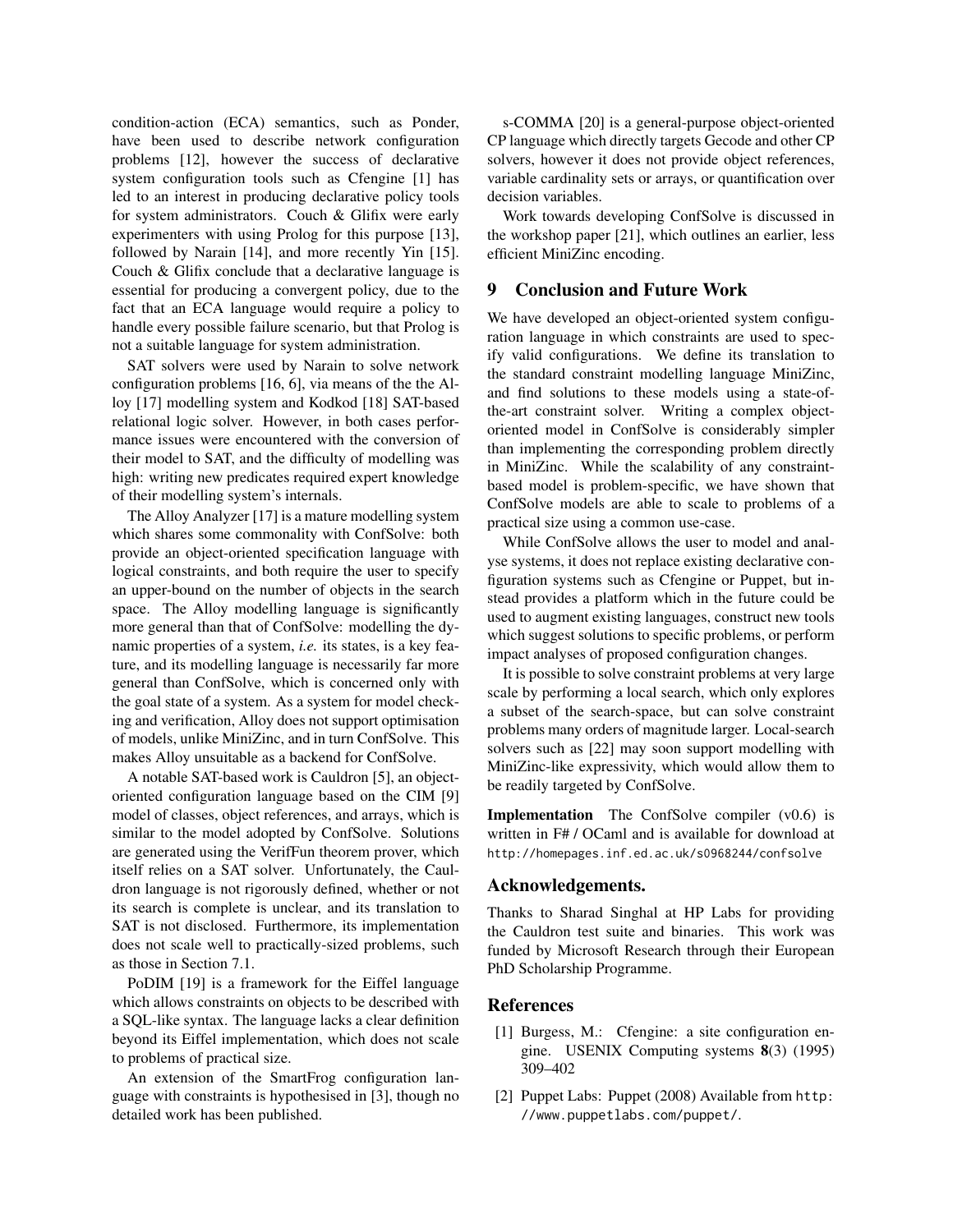condition-action (ECA) semantics, such as Ponder, have been used to describe network configuration problems [12], however the success of declarative system configuration tools such as Cfengine [1] has led to an interest in producing declarative policy tools for system administrators. Couch & Glifix were early experimenters with using Prolog for this purpose [13], followed by Narain [14], and more recently Yin [15]. Couch & Glifix conclude that a declarative language is essential for producing a convergent policy, due to the fact that an ECA language would require a policy to handle every possible failure scenario, but that Prolog is not a suitable language for system administration.

SAT solvers were used by Narain to solve network configuration problems [16, 6], via means of the the Alloy [17] modelling system and Kodkod [18] SAT-based relational logic solver. However, in both cases performance issues were encountered with the conversion of their model to SAT, and the difficulty of modelling was high: writing new predicates required expert knowledge of their modelling system's internals.

The Alloy Analyzer [17] is a mature modelling system which shares some commonality with ConfSolve: both provide an object-oriented specification language with logical constraints, and both require the user to specify an upper-bound on the number of objects in the search space. The Alloy modelling language is significantly more general than that of ConfSolve: modelling the dynamic properties of a system, *i.e.* its states, is a key feature, and its modelling language is necessarily far more general than ConfSolve, which is concerned only with the goal state of a system. As a system for model checking and verification, Alloy does not support optimisation of models, unlike MiniZinc, and in turn ConfSolve. This makes Alloy unsuitable as a backend for ConfSolve.

A notable SAT-based work is Cauldron [5], an object-oriented configuration language based on the CIM [9] model of classes, object references, and arrays, which is similar to the model adopted by ConfSolve. Solutions are generated using the VerifFun theorem prover, which itself relies on a SAT solver. Unfortunately, the Cauldron language is not rigorously defined, whether or not its search is complete is unclear, and its translation to SAT is not disclosed. Furthermore, its implementation does not scale well to practically-sized problems, such as those in Section 7.1.

PoDIM [19] is a framework for the Eiffel language which allows constraints on objects to be described with a SQL-like syntax. The language lacks a clear definition beyond its Eiffel implementation, which does not scale to problems of practical size.

An extension of the SmartFrog configuration language with constraints is hypothesised in [3], though no detailed work has been published.

s-COMMA [20] is a general-purpose object-oriented CP language which directly targets Gecode and other CP solvers, however it does not provide object references, variable cardinality sets or arrays, or quantification over decision variables.

Work towards developing ConfSolve is discussed in the workshop paper [21], which outlines an earlier, less efficient MiniZinc encoding.

## 9 Conclusion and Future Work

We have developed an object-oriented system configuration language in which constraints are used to specify valid configurations. We define its translation to the standard constraint modelling language MiniZinc, and find solutions to these models using a state-of-the-art constraint solver. Writing a complex object-oriented model in ConfSolve is considerably simpler than implementing the corresponding problem directly in MiniZinc. While the scalability of any constraint-based model is problem-specific, we have shown that ConfSolve models are able to scale to problems of a practical size using a common use-case.

While ConfSolve allows the user to model and analyse systems, it does not replace existing declarative configuration systems such as Cfengine or Puppet, but instead provides a platform which in the future could be used to augment existing languages, construct new tools which suggest solutions to specific problems, or perform impact analyses of proposed configuration changes.

It is possible to solve constraint problems at very large scale by performing a local search, which only explores a subset of the search-space, but can solve constraint problems many orders of magnitude larger. Local-search solvers such as [22] may soon support modelling with MiniZinc-like expressivity, which would allow them to be readily targeted by ConfSolve.

**Implementation** The ConfSolve compiler (v0.6) is written in F# / OCaml and is available for download at http://homepages.inf.ed.ac.uk/s0968244/confsolve

## Acknowledgements.

Thanks to Sharad Singhal at HP Labs for providing the Cauldron test suite and binaries. This work was funded by Microsoft Research through their European PhD Scholarship Programme.

## References

[1] Burgess, M.: Cfengine: a site configuration engine. USENIX Computing systems **8**(3) (1995) 309–402

[2] Puppet Labs: Puppet (2008) Available from http://www.puppetlabs.com/puppet/.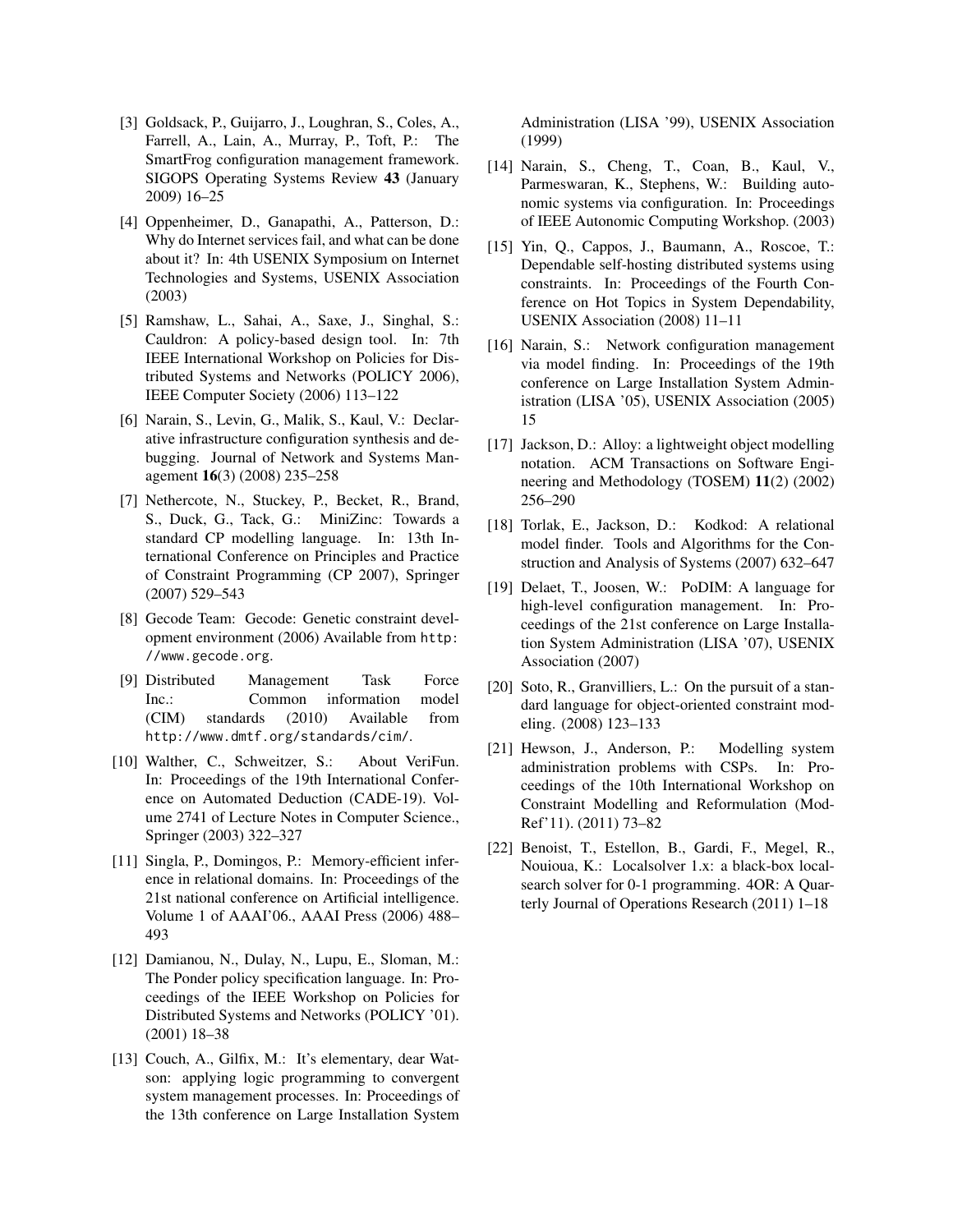[3] Goldsack, P., Guijarro, J., Loughran, S., Coles, A., Farrell, A., Lain, A., Murray, P., Toft, P.: The SmartFrog configuration management framework. SIGOPS Operating Systems Review **43** (January 2009) 16–25

[4] Oppenheimer, D., Ganapathi, A., Patterson, D.: Why do Internet services fail, and what can be done about it? In: 4th USENIX Symposium on Internet Technologies and Systems, USENIX Association (2003)

[5] Ramshaw, L., Sahai, A., Saxe, J., Singhal, S.: Cauldron: A policy-based design tool. In: 7th IEEE International Workshop on Policies for Distributed Systems and Networks (POLICY 2006), IEEE Computer Society (2006) 113–122

[6] Narain, S., Levin, G., Malik, S., Kaul, V.: Declarative infrastructure configuration synthesis and debugging. Journal of Network and Systems Management **16**(3) (2008) 235–258

[7] Nethercote, N., Stuckey, P., Becket, R., Brand, S., Duck, G., Tack, G.: MiniZinc: Towards a standard CP modelling language. In: 13th International Conference on Principles and Practice of Constraint Programming (CP 2007), Springer (2007) 529–543

[8] Gecode Team: Gecode: Genetic constraint development environment (2006) Available from `http://www.gecode.org`.

[9] Distributed Management Task Force Inc.: Common information model (CIM) standards (2010) Available from `http://www.dmtf.org/standards/cim/`.

[10] Walther, C., Schweitzer, S.: About VeriFun. In: Proceedings of the 19th International Conference on Automated Deduction (CADE-19). Volume 2741 of Lecture Notes in Computer Science., Springer (2003) 322–327

[11] Singla, P., Domingos, P.: Memory-efficient inference in relational domains. In: Proceedings of the 21st national conference on Artificial intelligence. Volume 1 of AAAI'06., AAAI Press (2006) 488–493

[12] Damianou, N., Dulay, N., Lupu, E., Sloman, M.: The Ponder policy specification language. In: Proceedings of the IEEE Workshop on Policies for Distributed Systems and Networks (POLICY '01). (2001) 18–38

[13] Couch, A., Gilfix, M.: It's elementary, dear Watson: applying logic programming to convergent system management processes. In: Proceedings of the 13th conference on Large Installation System Administration (LISA '99), USENIX Association (1999)

[14] Narain, S., Cheng, T., Coan, B., Kaul, V., Parmeswaran, K., Stephens, W.: Building autonomic systems via configuration. In: Proceedings of IEEE Autonomic Computing Workshop. (2003)

[15] Yin, Q., Cappos, J., Baumann, A., Roscoe, T.: Dependable self-hosting distributed systems using constraints. In: Proceedings of the Fourth Conference on Hot Topics in System Dependability, USENIX Association (2008) 11–11

[16] Narain, S.: Network configuration management via model finding. In: Proceedings of the 19th conference on Large Installation System Administration (LISA '05), USENIX Association (2005) 15

[17] Jackson, D.: Alloy: a lightweight object modelling notation. ACM Transactions on Software Engineering and Methodology (TOSEM) **11**(2) (2002) 256–290

[18] Torlak, E., Jackson, D.: Kodkod: A relational model finder. Tools and Algorithms for the Construction and Analysis of Systems (2007) 632–647

[19] Delaet, T., Joosen, W.: PoDIM: A language for high-level configuration management. In: Proceedings of the 21st conference on Large Installation System Administration (LISA '07), USENIX Association (2007)

[20] Soto, R., Granvilliers, L.: On the pursuit of a standard language for object-oriented constraint modeling. (2008) 123–133

[21] Hewson, J., Anderson, P.: Modelling system administration problems with CSPs. In: Proceedings of the 10th International Workshop on Constraint Modelling and Reformulation (ModRef'11). (2011) 73–82

[22] Benoist, T., Estellon, B., Gardi, F., Megel, R., Nouioua, K.: Localsolver 1.x: a black-box local-search solver for 0-1 programming. 4OR: A Quarterly Journal of Operations Research (2011) 1–18